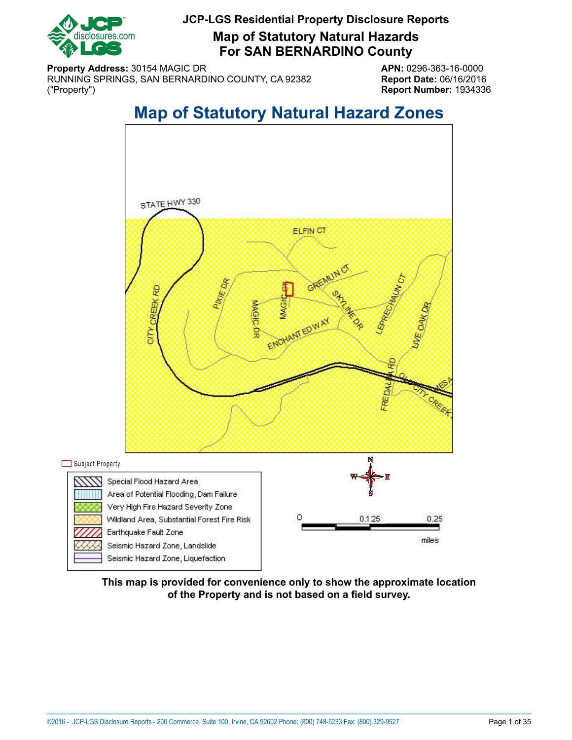# JCP-LGS Residential Property Disclosure Reports

## Map of Statutory Natural Hazards For SAN BERNARDINO County

**Property Address:** 30154 MAGIC DR
RUNNING SPRINGS, SAN BERNARDINO COUNTY, CA 92382
("Property")

**APN:** 0296-363-16-0000
**Report Date:** 06/16/2016
**Report Number:** 1934336

## Map of Statutory Natural Hazard Zones

Subject Property

- Special Flood Hazard Area
- Area of Potential Flooding, Dam Failure
- Very High Fire Hazard Severity Zone
- Wildland Area, Substantial Forest Fire Risk
- Earthquake Fault Zone
- Seismic Hazard Zone, Landslide
- Seismic Hazard Zone, Liquefaction

0 0.125 0.25
miles

**This map is provided for convenience only to show the approximate location of the Property and is not based on a field survey.**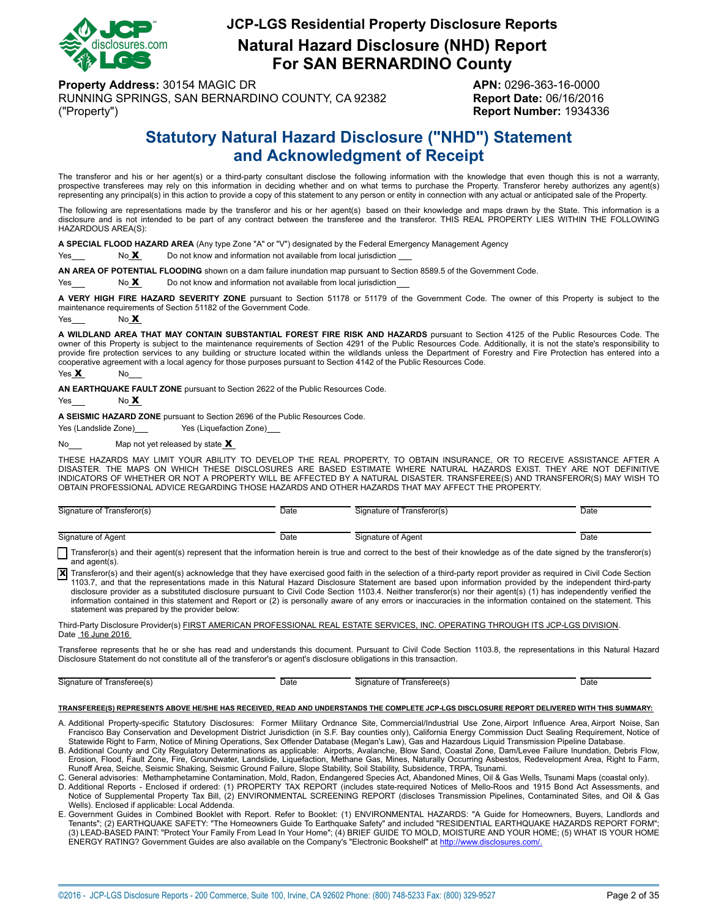# JCP-LGS Residential Property Disclosure Reports

## Natural Hazard Disclosure (NHD) Report For SAN BERNARDINO County

**Property Address:** 30154 MAGIC DR
RUNNING SPRINGS, SAN BERNARDINO COUNTY, CA 92382
("Property")

**APN:** 0296-363-16-0000
**Report Date:** 06/16/2016
**Report Number:** 1934336

## Statutory Natural Hazard Disclosure ("NHD") Statement and Acknowledgment of Receipt

The transferor and his or her agent(s) or a third-party consultant disclose the following information with the knowledge that even though this is not a warranty, prospective transferees may rely on this information in deciding whether and on what terms to purchase the Property. Transferor hereby authorizes any agent(s) representing any principal(s) in this action to provide a copy of this statement to any person or entity in connection with any actual or anticipated sale of the Property.

The following are representations made by the transferor and his or her agent(s) based on their knowledge and maps drawn by the State. This information is a disclosure and is not intended to be part of any contract between the transferee and the transferor. THIS REAL PROPERTY LIES WITHIN THE FOLLOWING HAZARDOUS AREA(S):

**A SPECIAL FLOOD HAZARD AREA** (Any type Zone "A" or "V") designated by the Federal Emergency Management Agency

Yes___ No **X** Do not know and information not available from local jurisdiction ___

**AN AREA OF POTENTIAL FLOODING** shown on a dam failure inundation map pursuant to Section 8589.5 of the Government Code.

Yes___ No **X** Do not know and information not available from local jurisdiction___

**A VERY HIGH FIRE HAZARD SEVERITY ZONE** pursuant to Section 51178 or 51179 of the Government Code. The owner of this Property is subject to the maintenance requirements of Section 51182 of the Government Code.

Yes___ No **X**

**A WILDLAND AREA THAT MAY CONTAIN SUBSTANTIAL FOREST FIRE RISK AND HAZARDS** pursuant to Section 4125 of the Public Resources Code. The owner of this Property is subject to the maintenance requirements of Section 4291 of the Public Resources Code. Additionally, it is not the state's responsibility to provide fire protection services to any building or structure located within the wildlands unless the Department of Forestry and Fire Protection has entered into a cooperative agreement with a local agency for those purposes pursuant to Section 4142 of the Public Resources Code.

Yes **X** No___

**AN EARTHQUAKE FAULT ZONE** pursuant to Section 2622 of the Public Resources Code.

Yes___ No **X**

**A SEISMIC HAZARD ZONE** pursuant to Section 2696 of the Public Resources Code.

Yes (Landslide Zone)___ Yes (Liquefaction Zone)___

No___ Map not yet released by state **X**

THESE HAZARDS MAY LIMIT YOUR ABILITY TO DEVELOP THE REAL PROPERTY, TO OBTAIN INSURANCE, OR TO RECEIVE ASSISTANCE AFTER A DISASTER. THE MAPS ON WHICH THESE DISCLOSURES ARE BASED ESTIMATE WHERE NATURAL HAZARDS EXIST. THEY ARE NOT DEFINITIVE INDICATORS OF WHETHER OR NOT A PROPERTY WILL BE AFFECTED BY A NATURAL DISASTER. TRANSFEREE(S) AND TRANSFEROR(S) MAY WISH TO OBTAIN PROFESSIONAL ADVICE REGARDING THOSE HAZARDS AND OTHER HAZARDS THAT MAY AFFECT THE PROPERTY.

Signature of Transferor(s) ________ Date ________ Signature of Transferor(s) ________ Date ________

Signature of Agent ________ Date ________ Signature of Agent ________ Date ________

☐ Transferor(s) and their agent(s) represent that the information herein is true and correct to the best of their knowledge as of the date signed by the transferor(s) and agent(s).

☒ Transferor(s) and their agent(s) acknowledge that they have exercised good faith in the selection of a third-party report provider as required in Civil Code Section 1103.7, and that the representations made in this Natural Hazard Disclosure Statement are based upon information provided by the independent third-party disclosure provider as a substituted disclosure pursuant to Civil Code Section 1103.4. Neither transferor(s) nor their agent(s) (1) has independently verified the information contained in this statement and Report or (2) is personally aware of any errors or inaccuracies in the information contained on the statement. This statement was prepared by the provider below:

Third-Party Disclosure Provider(s) FIRST AMERICAN PROFESSIONAL REAL ESTATE SERVICES, INC. OPERATING THROUGH ITS JCP-LGS DIVISION.
Date 16 June 2016

Transferee represents that he or she has read and understands this document. Pursuant to Civil Code Section 1103.8, the representations in this Natural Hazard Disclosure Statement do not constitute all of the transferor's or agent's disclosure obligations in this transaction.

Signature of Transferee(s) ________ Date ________ Signature of Transferee(s) ________ Date ________

**TRANSFEREE(S) REPRESENTS ABOVE HE/SHE HAS RECEIVED, READ AND UNDERSTANDS THE COMPLETE JCP-LGS DISCLOSURE REPORT DELIVERED WITH THIS SUMMARY:**

A. Additional Property-specific Statutory Disclosures: Former Military Ordnance Site, Commercial/Industrial Use Zone, Airport Influence Area, Airport Noise, San Francisco Bay Conservation and Development District Jurisdiction (in S.F. Bay counties only), California Energy Commission Duct Sealing Requirement, Notice of Statewide Right to Farm, Notice of Mining Operations, Sex Offender Database (Megan's Law), Gas and Hazardous Liquid Transmission Pipeline Database.

B. Additional County and City Regulatory Determinations as applicable: Airports, Avalanche, Blow Sand, Coastal Zone, Dam/Levee Failure Inundation, Debris Flow, Erosion, Flood, Fault Zone, Fire, Groundwater, Landslide, Liquefaction, Methane Gas, Mines, Naturally Occurring Asbestos, Redevelopment Area, Right to Farm, Runoff Area, Seiche, Seismic Shaking, Seismic Ground Failure, Slope Stability, Soil Stability, Subsidence, TRPA, Tsunami.

C. General advisories: Methamphetamine Contamination, Mold, Radon, Endangered Species Act, Abandoned Mines, Oil & Gas Wells, Tsunami Maps (coastal only).

D. Additional Reports - Enclosed if ordered: (1) PROPERTY TAX REPORT (includes state-required Notices of Mello-Roos and 1915 Bond Act Assessments, and Notice of Supplemental Property Tax Bill, (2) ENVIRONMENTAL SCREENING REPORT (discloses Transmission Pipelines, Contaminated Sites, and Oil & Gas Wells). Enclosed if applicable: Local Addenda.

E. Government Guides in Combined Booklet with Report. Refer to Booklet: (1) ENVIRONMENTAL HAZARDS: "A Guide for Homeowners, Buyers, Landlords and Tenants"; (2) EARTHQUAKE SAFETY: "The Homeowners Guide To Earthquake Safety" and included "RESIDENTIAL EARTHQUAKE HAZARDS REPORT FORM"; (3) LEAD-BASED PAINT: "Protect Your Family From Lead In Your Home"; (4) BRIEF GUIDE TO MOLD, MOISTURE AND YOUR HOME; (5) WHAT IS YOUR HOME ENERGY RATING? Government Guides are also available on the Company's "Electronic Bookshelf" at http://www.disclosures.com/.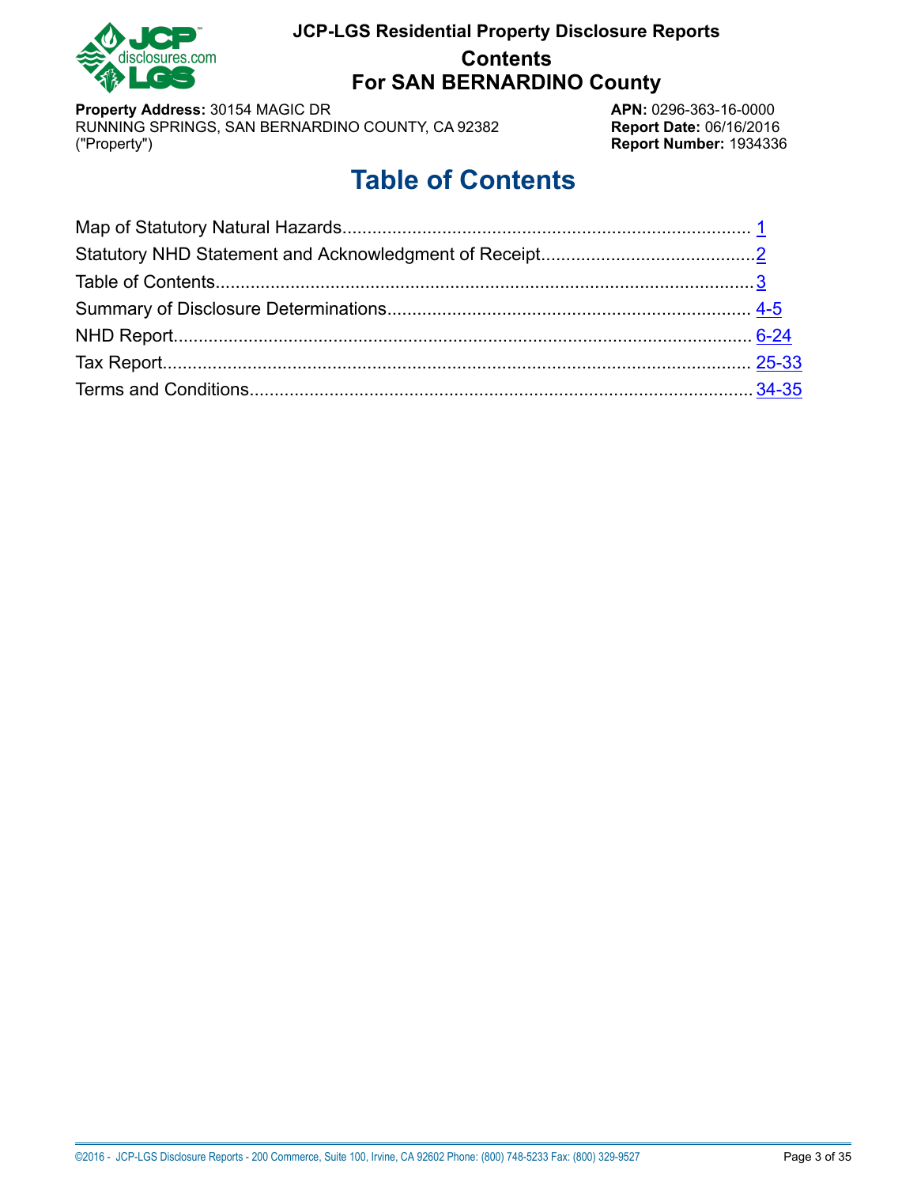**JCP-LGS Residential Property Disclosure Reports**

**Contents**

**For SAN BERNARDINO County**

**Property Address:** 30154 MAGIC DR
RUNNING SPRINGS, SAN BERNARDINO COUNTY, CA 92382
("Property")

**APN:** 0296-363-16-0000
**Report Date:** 06/16/2016
**Report Number:** 1934336

# Table of Contents

Map of Statutory Natural Hazards........................................................................... 1
Statutory NHD Statement and Acknowledgment of Receipt.......................................... 2
Table of Contents........................................................................................................ 3
Summary of Disclosure Determinations................................................................... 4-5
NHD Report............................................................................................................. 6-24
Tax Report............................................................................................................ 25-33
Terms and Conditions.......................................................................................... 34-35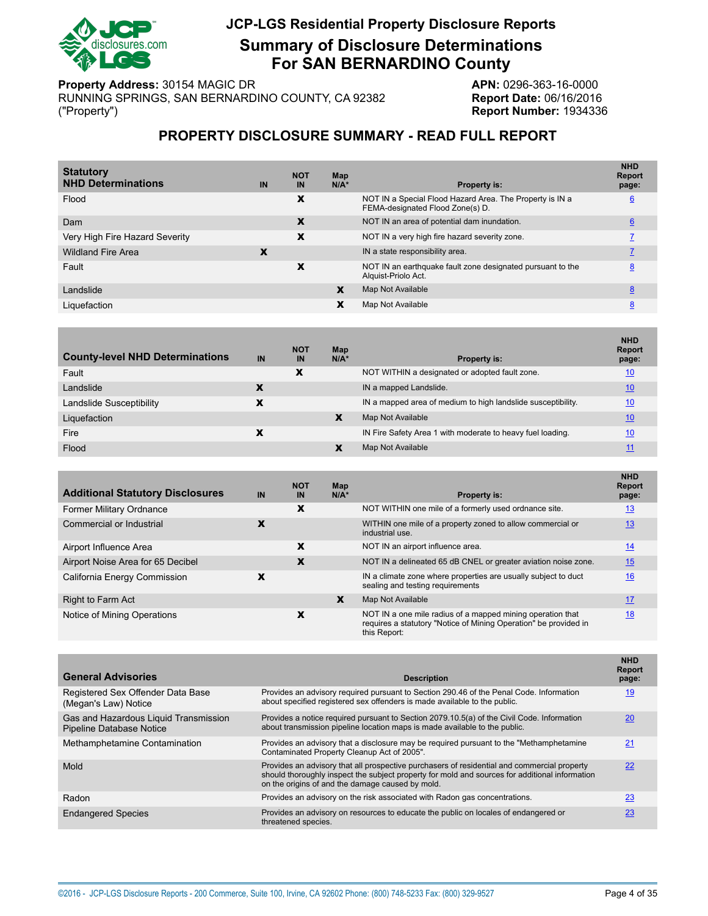# JCP-LGS Residential Property Disclosure Reports

## Summary of Disclosure Determinations For SAN BERNARDINO County

**Property Address:** 30154 MAGIC DR
RUNNING SPRINGS, SAN BERNARDINO COUNTY, CA 92382
("Property")

**APN:** 0296-363-16-0000
**Report Date:** 06/16/2016
**Report Number:** 1934336

## PROPERTY DISCLOSURE SUMMARY - READ FULL REPORT

| Statutory NHD Determinations | IN | NOT IN | Map N/A* | Property is: | NHD Report page: |
|---|---|---|---|---|---|
| Flood | | X | | NOT IN a Special Flood Hazard Area. The Property is IN a FEMA-designated Flood Zone(s) D. | 6 |
| Dam | | X | | NOT IN an area of potential dam inundation. | 6 |
| Very High Fire Hazard Severity | | X | | NOT IN a very high fire hazard severity zone. | 7 |
| Wildland Fire Area | X | | | IN a state responsibility area. | 7 |
| Fault | | X | | NOT IN an earthquake fault zone designated pursuant to the Alquist-Priolo Act. | 8 |
| Landslide | | | X | Map Not Available | 8 |
| Liquefaction | | | X | Map Not Available | 8 |

| County-level NHD Determinations | IN | NOT IN | Map N/A* | Property is: | NHD Report page: |
|---|---|---|---|---|---|
| Fault | | X | | NOT WITHIN a designated or adopted fault zone. | 10 |
| Landslide | X | | | IN a mapped Landslide. | 10 |
| Landslide Susceptibility | X | | | IN a mapped area of medium to high landslide susceptibility. | 10 |
| Liquefaction | | | X | Map Not Available | 10 |
| Fire | X | | | IN Fire Safety Area 1 with moderate to heavy fuel loading. | 10 |
| Flood | | | X | Map Not Available | 11 |

| Additional Statutory Disclosures | IN | NOT IN | Map N/A* | Property is: | NHD Report page: |
|---|---|---|---|---|---|
| Former Military Ordnance | | X | | NOT WITHIN one mile of a formerly used ordnance site. | 13 |
| Commercial or Industrial | X | | | WITHIN one mile of a property zoned to allow commercial or industrial use. | 13 |
| Airport Influence Area | | X | | NOT IN an airport influence area. | 14 |
| Airport Noise Area for 65 Decibel | | X | | NOT IN a delineated 65 dB CNEL or greater aviation noise zone. | 15 |
| California Energy Commission | X | | | IN a climate zone where properties are usually subject to duct sealing and testing requirements | 16 |
| Right to Farm Act | | | X | Map Not Available | 17 |
| Notice of Mining Operations | | X | | NOT IN a one mile radius of a mapped mining operation that requires a statutory "Notice of Mining Operation" be provided in this Report: | 18 |

| General Advisories | Description | NHD Report page: |
|---|---|---|
| Registered Sex Offender Data Base (Megan's Law) Notice | Provides an advisory required pursuant to Section 290.46 of the Penal Code. Information about specified registered sex offenders is made available to the public. | 19 |
| Gas and Hazardous Liquid Transmission Pipeline Database Notice | Provides a notice required pursuant to Section 2079.10.5(a) of the Civil Code. Information about transmission pipeline location maps is made available to the public. | 20 |
| Methamphetamine Contamination | Provides an advisory that a disclosure may be required pursuant to the "Methamphetamine Contaminated Property Cleanup Act of 2005". | 21 |
| Mold | Provides an advisory that all prospective purchasers of residential and commercial property should thoroughly inspect the subject property for mold and sources for additional information on the origins of and the damage caused by mold. | 22 |
| Radon | Provides an advisory on the risk associated with Radon gas concentrations. | 23 |
| Endangered Species | Provides an advisory on resources to educate the public on locales of endangered or threatened species. | 23 |

©2016 - JCP-LGS Disclosure Reports - 200 Commerce, Suite 100, Irvine, CA 92602 Phone: (800) 748-5233 Fax: (800) 329-9527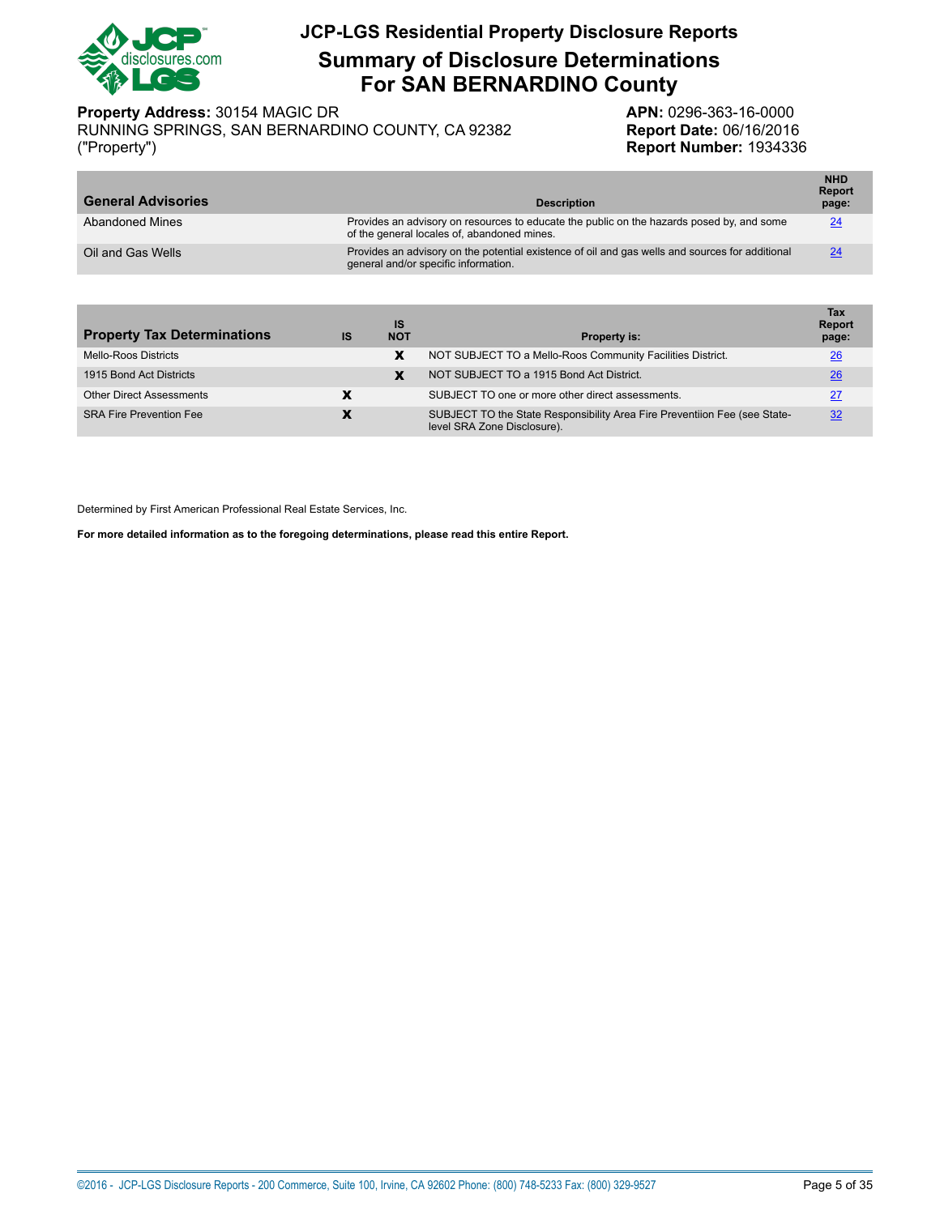# JCP-LGS Residential Property Disclosure Reports

## Summary of Disclosure Determinations For SAN BERNARDINO County

**Property Address:** 30154 MAGIC DR
RUNNING SPRINGS, SAN BERNARDINO COUNTY, CA 92382
("Property")

**APN:** 0296-363-16-0000
**Report Date:** 06/16/2016
**Report Number:** 1934336

| General Advisories | Description | NHD Report page: |
|---|---|---|
| Abandoned Mines | Provides an advisory on resources to educate the public on the hazards posed by, and some of the general locales of, abandoned mines. | 24 |
| Oil and Gas Wells | Provides an advisory on the potential existence of oil and gas wells and sources for additional general and/or specific information. | 24 |

| Property Tax Determinations | IS | IS NOT | Property is: | Tax Report page: |
|---|---|---|---|---|
| Mello-Roos Districts | | X | NOT SUBJECT TO a Mello-Roos Community Facilities District. | 26 |
| 1915 Bond Act Districts | | X | NOT SUBJECT TO a 1915 Bond Act District. | 26 |
| Other Direct Assessments | X | | SUBJECT TO one or more other direct assessments. | 27 |
| SRA Fire Prevention Fee | X | | SUBJECT TO the State Responsibility Area Fire Preventiion Fee (see State-level SRA Zone Disclosure). | 32 |

Determined by First American Professional Real Estate Services, Inc.

**For more detailed information as to the foregoing determinations, please read this entire Report.**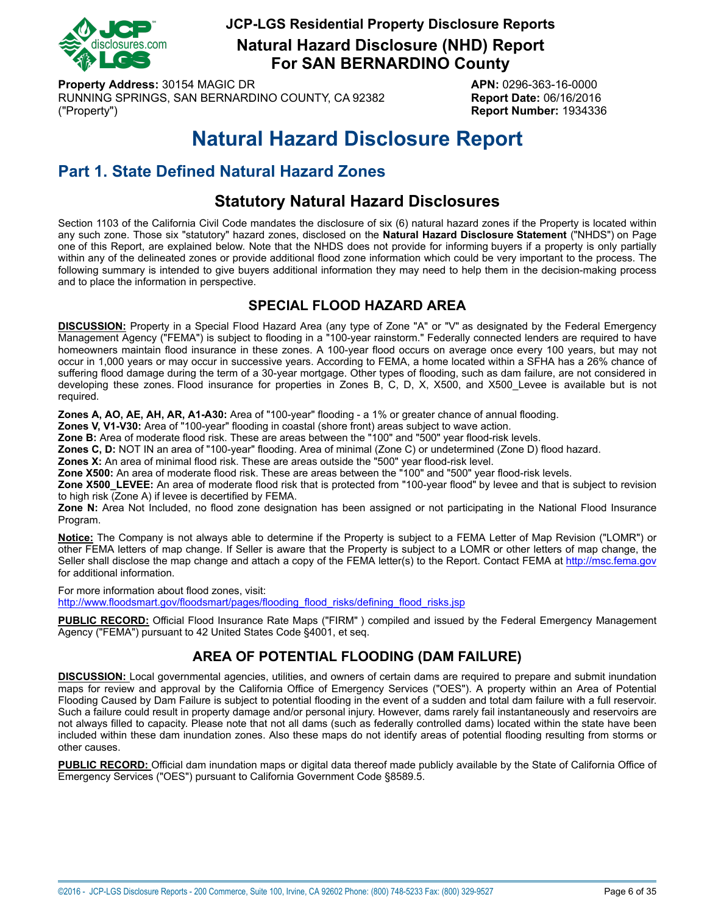# JCP-LGS Residential Property Disclosure Reports

## Natural Hazard Disclosure (NHD) Report For SAN BERNARDINO County

**Property Address:** 30154 MAGIC DR
RUNNING SPRINGS, SAN BERNARDINO COUNTY, CA 92382
("Property")

**APN:** 0296-363-16-0000
**Report Date:** 06/16/2016
**Report Number:** 1934336

# Natural Hazard Disclosure Report

## Part 1. State Defined Natural Hazard Zones

### Statutory Natural Hazard Disclosures

Section 1103 of the California Civil Code mandates the disclosure of six (6) natural hazard zones if the Property is located within any such zone. Those six "statutory" hazard zones, disclosed on the **Natural Hazard Disclosure Statement** ("NHDS") on Page one of this Report, are explained below. Note that the NHDS does not provide for informing buyers if a property is only partially within any of the delineated zones or provide additional flood zone information which could be very important to the process. The following summary is intended to give buyers additional information they may need to help them in the decision-making process and to place the information in perspective.

### SPECIAL FLOOD HAZARD AREA

**DISCUSSION:** Property in a Special Flood Hazard Area (any type of Zone "A" or "V" as designated by the Federal Emergency Management Agency ("FEMA") is subject to flooding in a "100-year rainstorm." Federally connected lenders are required to have homeowners maintain flood insurance in these zones. A 100-year flood occurs on average once every 100 years, but may not occur in 1,000 years or may occur in successive years. According to FEMA, a home located within a SFHA has a 26% chance of suffering flood damage during the term of a 30-year mortgage. Other types of flooding, such as dam failure, are not considered in developing these zones. Flood insurance for properties in Zones B, C, D, X, X500, and X500_Levee is available but is not required.

**Zones A, AO, AE, AH, AR, A1-A30:** Area of "100-year" flooding - a 1% or greater chance of annual flooding.
**Zones V, V1-V30:** Area of "100-year" flooding in coastal (shore front) areas subject to wave action.
**Zone B:** Area of moderate flood risk. These are areas between the "100" and "500" year flood-risk levels.
**Zones C, D:** NOT IN an area of "100-year" flooding. Area of minimal (Zone C) or undetermined (Zone D) flood hazard.
**Zones X:** An area of minimal flood risk. These are areas outside the "500" year flood-risk level.
**Zone X500:** An area of moderate flood risk. These are areas between the "100" and "500" year flood-risk levels.
**Zone X500_LEVEE:** An area of moderate flood risk that is protected from "100-year flood" by levee and that is subject to revision to high risk (Zone A) if levee is decertified by FEMA.
**Zone N:** Area Not Included, no flood zone designation has been assigned or not participating in the National Flood Insurance Program.

**Notice:** The Company is not always able to determine if the Property is subject to a FEMA Letter of Map Revision ("LOMR") or other FEMA letters of map change. If Seller is aware that the Property is subject to a LOMR or other letters of map change, the Seller shall disclose the map change and attach a copy of the FEMA letter(s) to the Report. Contact FEMA at http://msc.fema.gov for additional information.

For more information about flood zones, visit:
http://www.floodsmart.gov/floodsmart/pages/flooding_flood_risks/defining_flood_risks.jsp

**PUBLIC RECORD:** Official Flood Insurance Rate Maps ("FIRM" ) compiled and issued by the Federal Emergency Management Agency ("FEMA") pursuant to 42 United States Code §4001, et seq.

### AREA OF POTENTIAL FLOODING (DAM FAILURE)

**DISCUSSION:** Local governmental agencies, utilities, and owners of certain dams are required to prepare and submit inundation maps for review and approval by the California Office of Emergency Services ("OES"). A property within an Area of Potential Flooding Caused by Dam Failure is subject to potential flooding in the event of a sudden and total dam failure with a full reservoir. Such a failure could result in property damage and/or personal injury. However, dams rarely fail instantaneously and reservoirs are not always filled to capacity. Please note that not all dams (such as federally controlled dams) located within the state have been included within these dam inundation zones. Also these maps do not identify areas of potential flooding resulting from storms or other causes.

**PUBLIC RECORD:** Official dam inundation maps or digital data thereof made publicly available by the State of California Office of Emergency Services ("OES") pursuant to California Government Code §8589.5.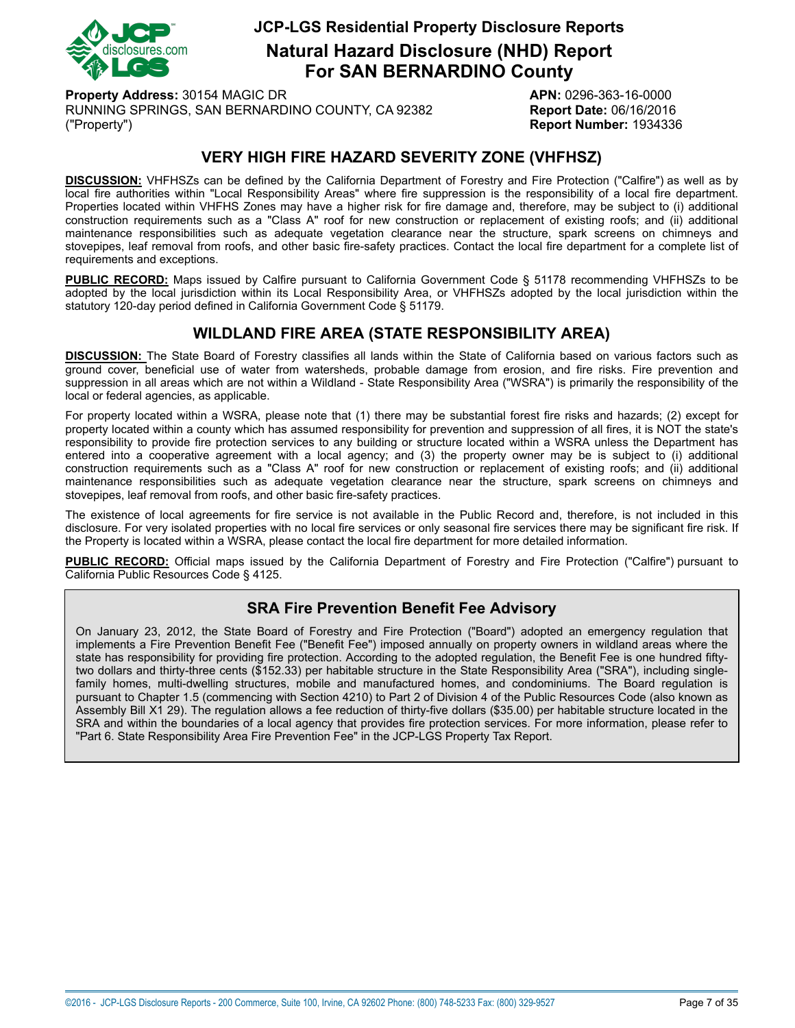# JCP-LGS Residential Property Disclosure Reports

## Natural Hazard Disclosure (NHD) Report For SAN BERNARDINO County

**Property Address:** 30154 MAGIC DR
RUNNING SPRINGS, SAN BERNARDINO COUNTY, CA 92382
("Property")

**APN:** 0296-363-16-0000
**Report Date:** 06/16/2016
**Report Number:** 1934336

## VERY HIGH FIRE HAZARD SEVERITY ZONE (VHFHSZ)

**DISCUSSION:** VHFHSZs can be defined by the California Department of Forestry and Fire Protection ("Calfire") as well as by local fire authorities within "Local Responsibility Areas" where fire suppression is the responsibility of a local fire department. Properties located within VHFHS Zones may have a higher risk for fire damage and, therefore, may be subject to (i) additional construction requirements such as a "Class A" roof for new construction or replacement of existing roofs; and (ii) additional maintenance responsibilities such as adequate vegetation clearance near the structure, spark screens on chimneys and stovepipes, leaf removal from roofs, and other basic fire-safety practices. Contact the local fire department for a complete list of requirements and exceptions.

**PUBLIC RECORD:** Maps issued by Calfire pursuant to California Government Code § 51178 recommending VHFHSZs to be adopted by the local jurisdiction within its Local Responsibility Area, or VHFHSZs adopted by the local jurisdiction within the statutory 120-day period defined in California Government Code § 51179.

## WILDLAND FIRE AREA (STATE RESPONSIBILITY AREA)

**DISCUSSION:** The State Board of Forestry classifies all lands within the State of California based on various factors such as ground cover, beneficial use of water from watersheds, probable damage from erosion, and fire risks. Fire prevention and suppression in all areas which are not within a Wildland - State Responsibility Area ("WSRA") is primarily the responsibility of the local or federal agencies, as applicable.

For property located within a WSRA, please note that (1) there may be substantial forest fire risks and hazards; (2) except for property located within a county which has assumed responsibility for prevention and suppression of all fires, it is NOT the state's responsibility to provide fire protection services to any building or structure located within a WSRA unless the Department has entered into a cooperative agreement with a local agency; and (3) the property owner may be is subject to (i) additional construction requirements such as a "Class A" roof for new construction or replacement of existing roofs; and (ii) additional maintenance responsibilities such as adequate vegetation clearance near the structure, spark screens on chimneys and stovepipes, leaf removal from roofs, and other basic fire-safety practices.

The existence of local agreements for fire service is not available in the Public Record and, therefore, is not included in this disclosure. For very isolated properties with no local fire services or only seasonal fire services there may be significant fire risk. If the Property is located within a WSRA, please contact the local fire department for more detailed information.

**PUBLIC RECORD:** Official maps issued by the California Department of Forestry and Fire Protection ("Calfire") pursuant to California Public Resources Code § 4125.

### SRA Fire Prevention Benefit Fee Advisory

On January 23, 2012, the State Board of Forestry and Fire Protection ("Board") adopted an emergency regulation that implements a Fire Prevention Benefit Fee ("Benefit Fee") imposed annually on property owners in wildland areas where the state has responsibility for providing fire protection. According to the adopted regulation, the Benefit Fee is one hundred fifty-two dollars and thirty-three cents ($152.33) per habitable structure in the State Responsibility Area ("SRA"), including single-family homes, multi-dwelling structures, mobile and manufactured homes, and condominiums. The Board regulation is pursuant to Chapter 1.5 (commencing with Section 4210) to Part 2 of Division 4 of the Public Resources Code (also known as Assembly Bill X1 29). The regulation allows a fee reduction of thirty-five dollars ($35.00) per habitable structure located in the SRA and within the boundaries of a local agency that provides fire protection services. For more information, please refer to "Part 6. State Responsibility Area Fire Prevention Fee" in the JCP-LGS Property Tax Report.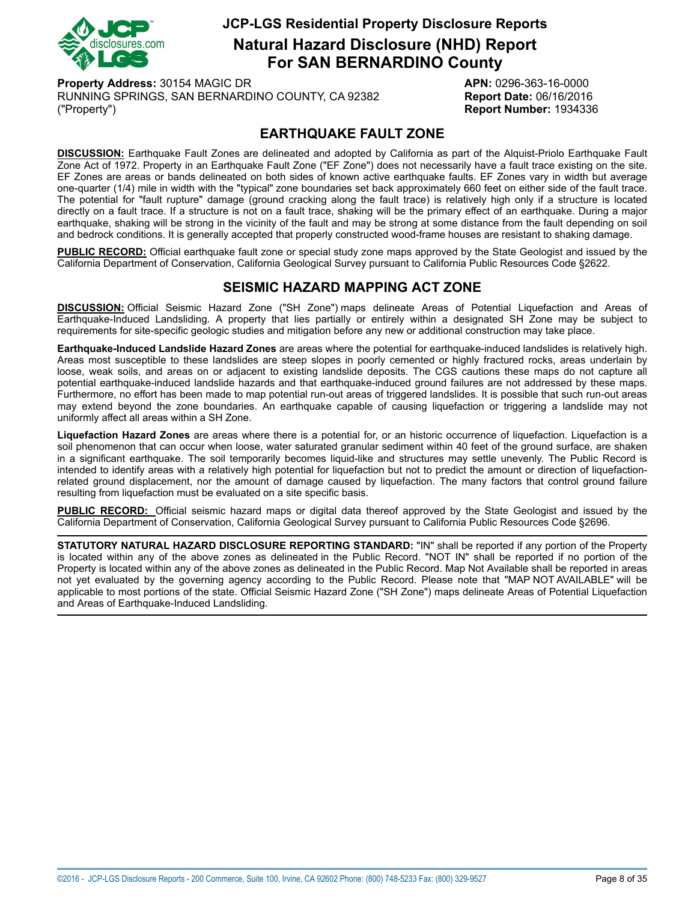# JCP-LGS Residential Property Disclosure Reports

## Natural Hazard Disclosure (NHD) Report For SAN BERNARDINO County

**Property Address:** 30154 MAGIC DR
RUNNING SPRINGS, SAN BERNARDINO COUNTY, CA 92382
("Property")

**APN:** 0296-363-16-0000
**Report Date:** 06/16/2016
**Report Number:** 1934336

## EARTHQUAKE FAULT ZONE

**DISCUSSION:** Earthquake Fault Zones are delineated and adopted by California as part of the Alquist-Priolo Earthquake Fault Zone Act of 1972. Property in an Earthquake Fault Zone ("EF Zone") does not necessarily have a fault trace existing on the site. EF Zones are areas or bands delineated on both sides of known active earthquake faults. EF Zones vary in width but average one-quarter (1/4) mile in width with the "typical" zone boundaries set back approximately 660 feet on either side of the fault trace. The potential for "fault rupture" damage (ground cracking along the fault trace) is relatively high only if a structure is located directly on a fault trace. If a structure is not on a fault trace, shaking will be the primary effect of an earthquake. During a major earthquake, shaking will be strong in the vicinity of the fault and may be strong at some distance from the fault depending on soil and bedrock conditions. It is generally accepted that properly constructed wood-frame houses are resistant to shaking damage.

**PUBLIC RECORD:** Official earthquake fault zone or special study zone maps approved by the State Geologist and issued by the California Department of Conservation, California Geological Survey pursuant to California Public Resources Code §2622.

## SEISMIC HAZARD MAPPING ACT ZONE

**DISCUSSION:** Official Seismic Hazard Zone ("SH Zone") maps delineate Areas of Potential Liquefaction and Areas of Earthquake-Induced Landsliding. A property that lies partially or entirely within a designated SH Zone may be subject to requirements for site-specific geologic studies and mitigation before any new or additional construction may take place.

**Earthquake-Induced Landslide Hazard Zones** are areas where the potential for earthquake-induced landslides is relatively high. Areas most susceptible to these landslides are steep slopes in poorly cemented or highly fractured rocks, areas underlain by loose, weak soils, and areas on or adjacent to existing landslide deposits. The CGS cautions these maps do not capture all potential earthquake-induced landslide hazards and that earthquake-induced ground failures are not addressed by these maps. Furthermore, no effort has been made to map potential run-out areas of triggered landslides. It is possible that such run-out areas may extend beyond the zone boundaries. An earthquake capable of causing liquefaction or triggering a landslide may not uniformly affect all areas within a SH Zone.

**Liquefaction Hazard Zones** are areas where there is a potential for, or an historic occurrence of liquefaction. Liquefaction is a soil phenomenon that can occur when loose, water saturated granular sediment within 40 feet of the ground surface, are shaken in a significant earthquake. The soil temporarily becomes liquid-like and structures may settle unevenly. The Public Record is intended to identify areas with a relatively high potential for liquefaction but not to predict the amount or direction of liquefaction-related ground displacement, nor the amount of damage caused by liquefaction. The many factors that control ground failure resulting from liquefaction must be evaluated on a site specific basis.

**PUBLIC RECORD:** Official seismic hazard maps or digital data thereof approved by the State Geologist and issued by the California Department of Conservation, California Geological Survey pursuant to California Public Resources Code §2696.

---

**STATUTORY NATURAL HAZARD DISCLOSURE REPORTING STANDARD:** "IN" shall be reported if any portion of the Property is located within any of the above zones as delineated in the Public Record. "NOT IN" shall be reported if no portion of the Property is located within any of the above zones as delineated in the Public Record. Map Not Available shall be reported in areas not yet evaluated by the governing agency according to the Public Record. Please note that "MAP NOT AVAILABLE" will be applicable to most portions of the state. Official Seismic Hazard Zone ("SH Zone") maps delineate Areas of Potential Liquefaction and Areas of Earthquake-Induced Landsliding.

---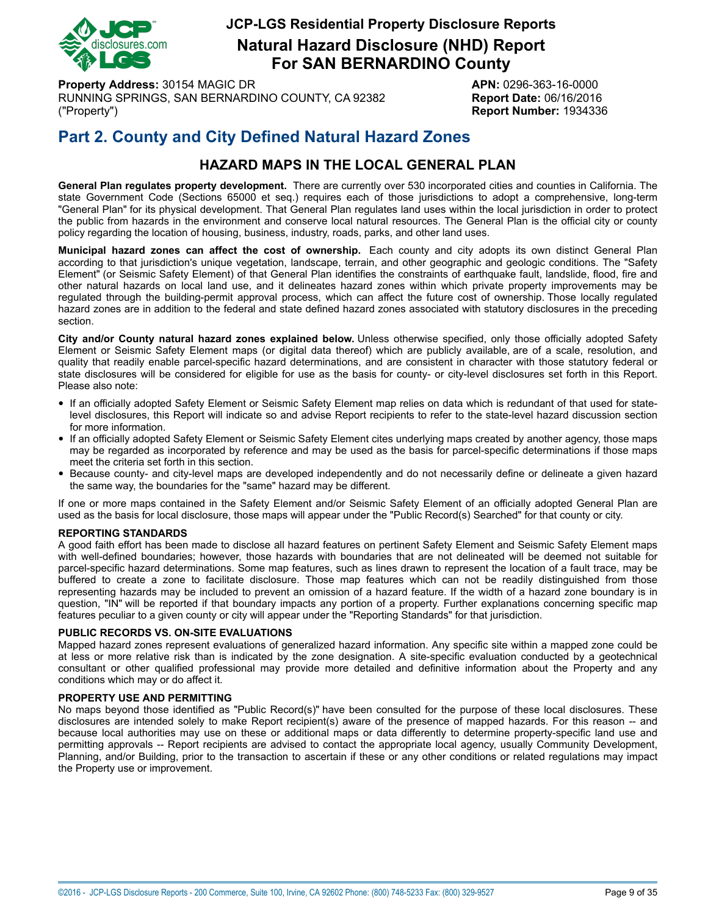# JCP-LGS Residential Property Disclosure Reports

## Natural Hazard Disclosure (NHD) Report For SAN BERNARDINO County

**Property Address:** 30154 MAGIC DR
RUNNING SPRINGS, SAN BERNARDINO COUNTY, CA 92382
("Property")

**APN:** 0296-363-16-0000
**Report Date:** 06/16/2016
**Report Number:** 1934336

## Part 2. County and City Defined Natural Hazard Zones

### HAZARD MAPS IN THE LOCAL GENERAL PLAN

**General Plan regulates property development.** There are currently over 530 incorporated cities and counties in California. The state Government Code (Sections 65000 et seq.) requires each of those jurisdictions to adopt a comprehensive, long-term "General Plan" for its physical development. That General Plan regulates land uses within the local jurisdiction in order to protect the public from hazards in the environment and conserve local natural resources. The General Plan is the official city or county policy regarding the location of housing, business, industry, roads, parks, and other land uses.

**Municipal hazard zones can affect the cost of ownership.** Each county and city adopts its own distinct General Plan according to that jurisdiction's unique vegetation, landscape, terrain, and other geographic and geologic conditions. The "Safety Element" (or Seismic Safety Element) of that General Plan identifies the constraints of earthquake fault, landslide, flood, fire and other natural hazards on local land use, and it delineates hazard zones within which private property improvements may be regulated through the building-permit approval process, which can affect the future cost of ownership. Those locally regulated hazard zones are in addition to the federal and state defined hazard zones associated with statutory disclosures in the preceding section.

**City and/or County natural hazard zones explained below.** Unless otherwise specified, only those officially adopted Safety Element or Seismic Safety Element maps (or digital data thereof) which are publicly available, are of a scale, resolution, and quality that readily enable parcel-specific hazard determinations, and are consistent in character with those statutory federal or state disclosures will be considered for eligible for use as the basis for county- or city-level disclosures set forth in this Report. Please also note:

- If an officially adopted Safety Element or Seismic Safety Element map relies on data which is redundant of that used for state-level disclosures, this Report will indicate so and advise Report recipients to refer to the state-level hazard discussion section for more information.
- If an officially adopted Safety Element or Seismic Safety Element cites underlying maps created by another agency, those maps may be regarded as incorporated by reference and may be used as the basis for parcel-specific determinations if those maps meet the criteria set forth in this section.
- Because county- and city-level maps are developed independently and do not necessarily define or delineate a given hazard the same way, the boundaries for the "same" hazard may be different.

If one or more maps contained in the Safety Element and/or Seismic Safety Element of an officially adopted General Plan are used as the basis for local disclosure, those maps will appear under the "Public Record(s) Searched" for that county or city.

#### REPORTING STANDARDS

A good faith effort has been made to disclose all hazard features on pertinent Safety Element and Seismic Safety Element maps with well-defined boundaries; however, those hazards with boundaries that are not delineated will be deemed not suitable for parcel-specific hazard determinations. Some map features, such as lines drawn to represent the location of a fault trace, may be buffered to create a zone to facilitate disclosure. Those map features which can not be readily distinguished from those representing hazards may be included to prevent an omission of a hazard feature. If the width of a hazard zone boundary is in question, "IN" will be reported if that boundary impacts any portion of a property. Further explanations concerning specific map features peculiar to a given county or city will appear under the "Reporting Standards" for that jurisdiction.

#### PUBLIC RECORDS VS. ON-SITE EVALUATIONS

Mapped hazard zones represent evaluations of generalized hazard information. Any specific site within a mapped zone could be at less or more relative risk than is indicated by the zone designation. A site-specific evaluation conducted by a geotechnical consultant or other qualified professional may provide more detailed and definitive information about the Property and any conditions which may or do affect it.

#### PROPERTY USE AND PERMITTING

No maps beyond those identified as "Public Record(s)" have been consulted for the purpose of these local disclosures. These disclosures are intended solely to make Report recipient(s) aware of the presence of mapped hazards. For this reason -- and because local authorities may use on these or additional maps or data differently to determine property-specific land use and permitting approvals -- Report recipients are advised to contact the appropriate local agency, usually Community Development, Planning, and/or Building, prior to the transaction to ascertain if these or any other conditions or related regulations may impact the Property use or improvement.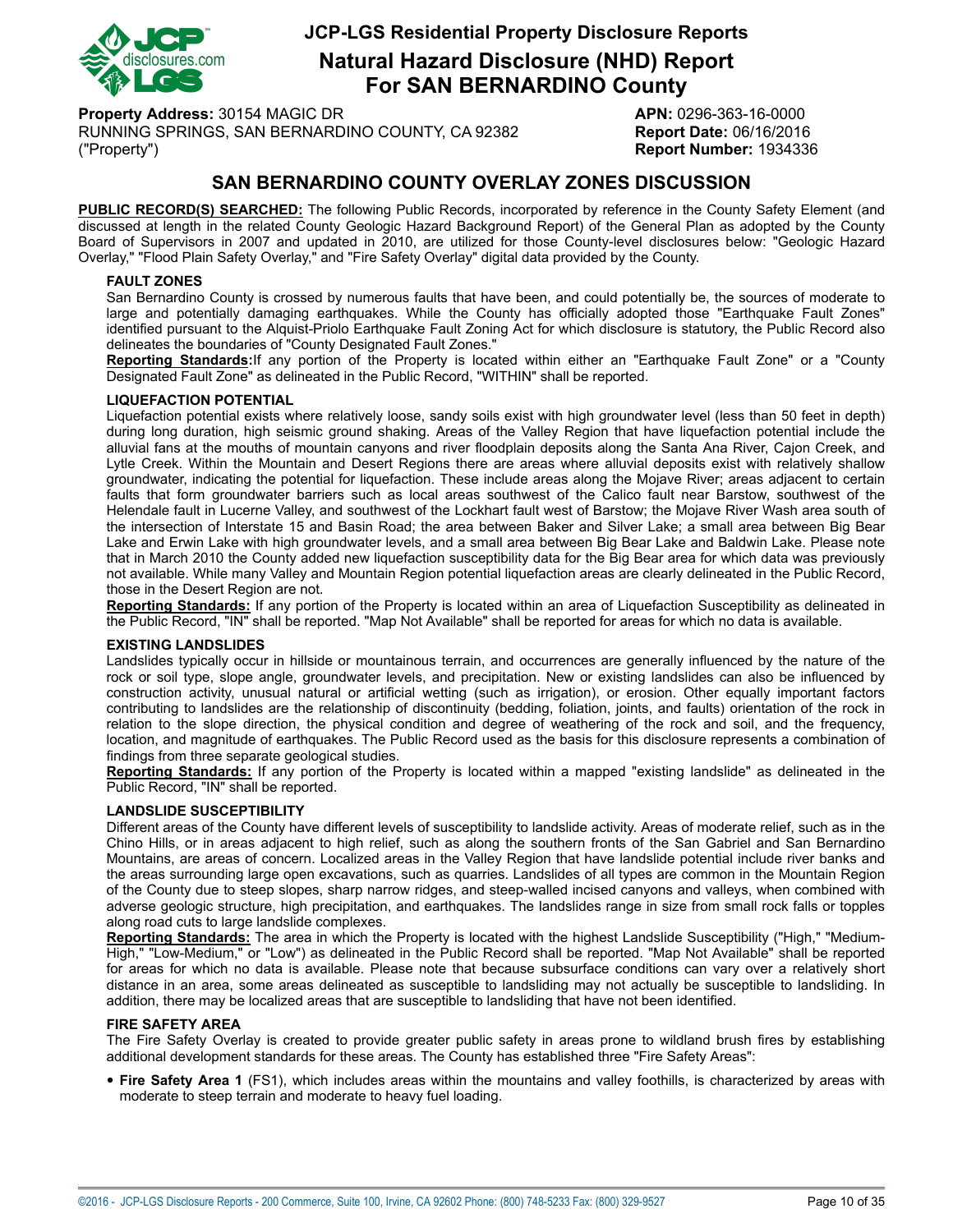# JCP-LGS Residential Property Disclosure Reports

## Natural Hazard Disclosure (NHD) Report For SAN BERNARDINO County

**Property Address:** 30154 MAGIC DR
RUNNING SPRINGS, SAN BERNARDINO COUNTY, CA 92382
("Property")

**APN:** 0296-363-16-0000
**Report Date:** 06/16/2016
**Report Number:** 1934336

## SAN BERNARDINO COUNTY OVERLAY ZONES DISCUSSION

**PUBLIC RECORD(S) SEARCHED:** The following Public Records, incorporated by reference in the County Safety Element (and discussed at length in the related County Geologic Hazard Background Report) of the General Plan as adopted by the County Board of Supervisors in 2007 and updated in 2010, are utilized for those County-level disclosures below: "Geologic Hazard Overlay," "Flood Plain Safety Overlay," and "Fire Safety Overlay" digital data provided by the County.

### FAULT ZONES

San Bernardino County is crossed by numerous faults that have been, and could potentially be, the sources of moderate to large and potentially damaging earthquakes. While the County has officially adopted those "Earthquake Fault Zones" identified pursuant to the Alquist-Priolo Earthquake Fault Zoning Act for which disclosure is statutory, the Public Record also delineates the boundaries of "County Designated Fault Zones."

**Reporting Standards:**If any portion of the Property is located within either an "Earthquake Fault Zone" or a "County Designated Fault Zone" as delineated in the Public Record, "WITHIN" shall be reported.

### LIQUEFACTION POTENTIAL

Liquefaction potential exists where relatively loose, sandy soils exist with high groundwater level (less than 50 feet in depth) during long duration, high seismic ground shaking. Areas of the Valley Region that have liquefaction potential include the alluvial fans at the mouths of mountain canyons and river floodplain deposits along the Santa Ana River, Cajon Creek, and Lytle Creek. Within the Mountain and Desert Regions there are areas where alluvial deposits exist with relatively shallow groundwater, indicating the potential for liquefaction. These include areas along the Mojave River; areas adjacent to certain faults that form groundwater barriers such as local areas southwest of the Calico fault near Barstow, southwest of the Helendale fault in Lucerne Valley, and southwest of the Lockhart fault west of Barstow; the Mojave River Wash area south of the intersection of Interstate 15 and Basin Road; the area between Baker and Silver Lake; a small area between Big Bear Lake and Erwin Lake with high groundwater levels, and a small area between Big Bear Lake and Baldwin Lake. Please note that in March 2010 the County added new liquefaction susceptibility data for the Big Bear area for which data was previously not available. While many Valley and Mountain Region potential liquefaction areas are clearly delineated in the Public Record, those in the Desert Region are not.

**Reporting Standards:** If any portion of the Property is located within an area of Liquefaction Susceptibility as delineated in the Public Record, "IN" shall be reported. "Map Not Available" shall be reported for areas for which no data is available.

### EXISTING LANDSLIDES

Landslides typically occur in hillside or mountainous terrain, and occurrences are generally influenced by the nature of the rock or soil type, slope angle, groundwater levels, and precipitation. New or existing landslides can also be influenced by construction activity, unusual natural or artificial wetting (such as irrigation), or erosion. Other equally important factors contributing to landslides are the relationship of discontinuity (bedding, foliation, joints, and faults) orientation of the rock in relation to the slope direction, the physical condition and degree of weathering of the rock and soil, and the frequency, location, and magnitude of earthquakes. The Public Record used as the basis for this disclosure represents a combination of findings from three separate geological studies.

**Reporting Standards:** If any portion of the Property is located within a mapped "existing landslide" as delineated in the Public Record, "IN" shall be reported.

### LANDSLIDE SUSCEPTIBILITY

Different areas of the County have different levels of susceptibility to landslide activity. Areas of moderate relief, such as in the Chino Hills, or in areas adjacent to high relief, such as along the southern fronts of the San Gabriel and San Bernardino Mountains, are areas of concern. Localized areas in the Valley Region that have landslide potential include river banks and the areas surrounding large open excavations, such as quarries. Landslides of all types are common in the Mountain Region of the County due to steep slopes, sharp narrow ridges, and steep-walled incised canyons and valleys, when combined with adverse geologic structure, high precipitation, and earthquakes. The landslides range in size from small rock falls or topples along road cuts to large landslide complexes.

**Reporting Standards:** The area in which the Property is located with the highest Landslide Susceptibility ("High," "Medium-High," "Low-Medium," or "Low") as delineated in the Public Record shall be reported. "Map Not Available" shall be reported for areas for which no data is available. Please note that because subsurface conditions can vary over a relatively short distance in an area, some areas delineated as susceptible to landsliding may not actually be susceptible to landsliding. In addition, there may be localized areas that are susceptible to landsliding that have not been identified.

### FIRE SAFETY AREA

The Fire Safety Overlay is created to provide greater public safety in areas prone to wildland brush fires by establishing additional development standards for these areas. The County has established three "Fire Safety Areas":

- **Fire Safety Area 1** (FS1), which includes areas within the mountains and valley foothills, is characterized by areas with moderate to steep terrain and moderate to heavy fuel loading.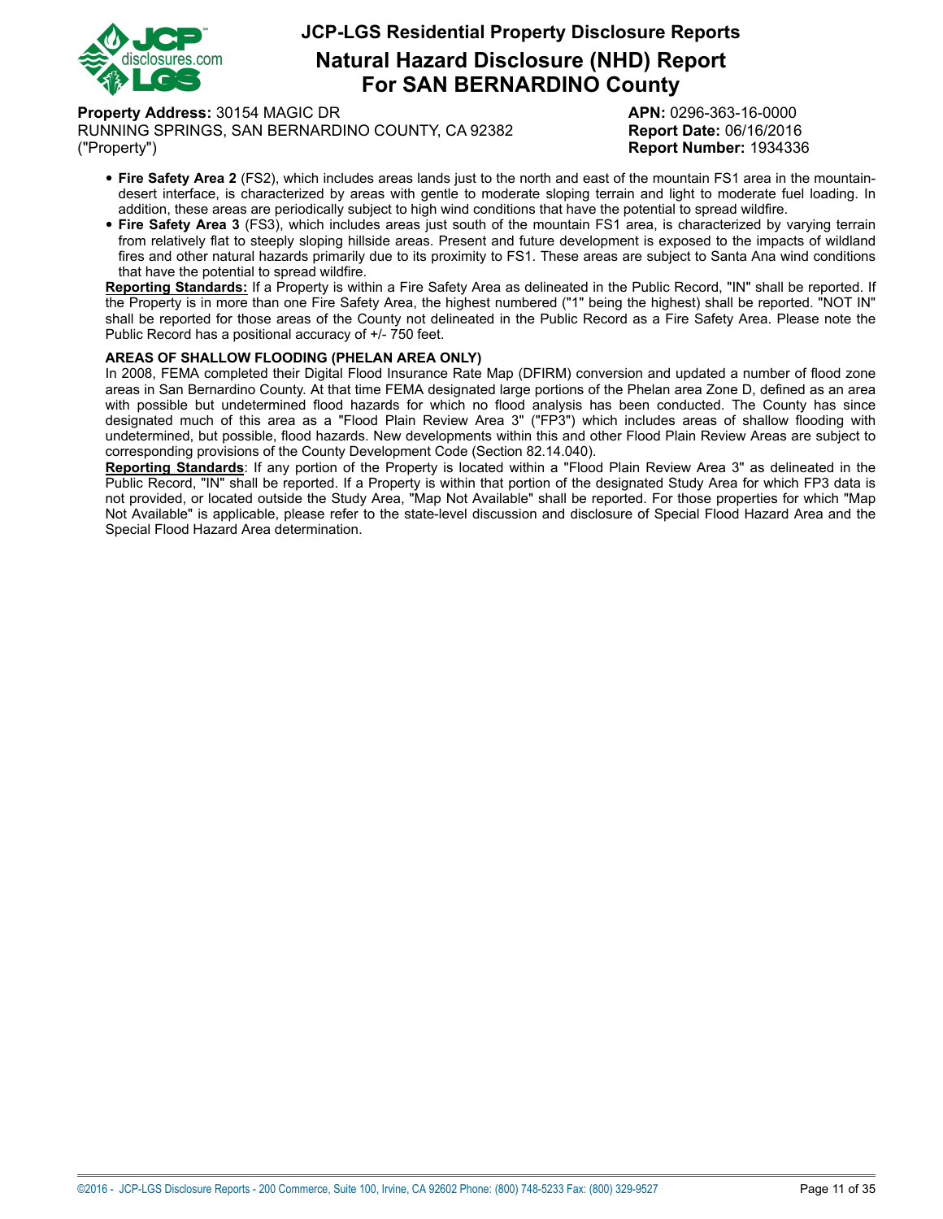- **Fire Safety Area 2** (FS2), which includes areas lands just to the north and east of the mountain FS1 area in the mountain-desert interface, is characterized by areas with gentle to moderate sloping terrain and light to moderate fuel loading. In addition, these areas are periodically subject to high wind conditions that have the potential to spread wildfire.
- **Fire Safety Area 3** (FS3), which includes areas just south of the mountain FS1 area, is characterized by varying terrain from relatively flat to steeply sloping hillside areas. Present and future development is exposed to the impacts of wildland fires and other natural hazards primarily due to its proximity to FS1. These areas are subject to Santa Ana wind conditions that have the potential to spread wildfire.

**Reporting Standards:** If a Property is within a Fire Safety Area as delineated in the Public Record, "IN" shall be reported. If the Property is in more than one Fire Safety Area, the highest numbered ("1" being the highest) shall be reported. "NOT IN" shall be reported for those areas of the County not delineated in the Public Record as a Fire Safety Area. Please note the Public Record has a positional accuracy of +/- 750 feet.

**AREAS OF SHALLOW FLOODING (PHELAN AREA ONLY)**

In 2008, FEMA completed their Digital Flood Insurance Rate Map (DFIRM) conversion and updated a number of flood zone areas in San Bernardino County. At that time FEMA designated large portions of the Phelan area Zone D, defined as an area with possible but undetermined flood hazards for which no flood analysis has been conducted. The County has since designated much of this area as a "Flood Plain Review Area 3" ("FP3") which includes areas of shallow flooding with undetermined, but possible, flood hazards. New developments within this and other Flood Plain Review Areas are subject to corresponding provisions of the County Development Code (Section 82.14.040).

**Reporting Standards**: If any portion of the Property is located within a "Flood Plain Review Area 3" as delineated in the Public Record, "IN" shall be reported. If a Property is within that portion of the designated Study Area for which FP3 data is not provided, or located outside the Study Area, "Map Not Available" shall be reported. For those properties for which "Map Not Available" is applicable, please refer to the state-level discussion and disclosure of Special Flood Hazard Area and the Special Flood Hazard Area determination.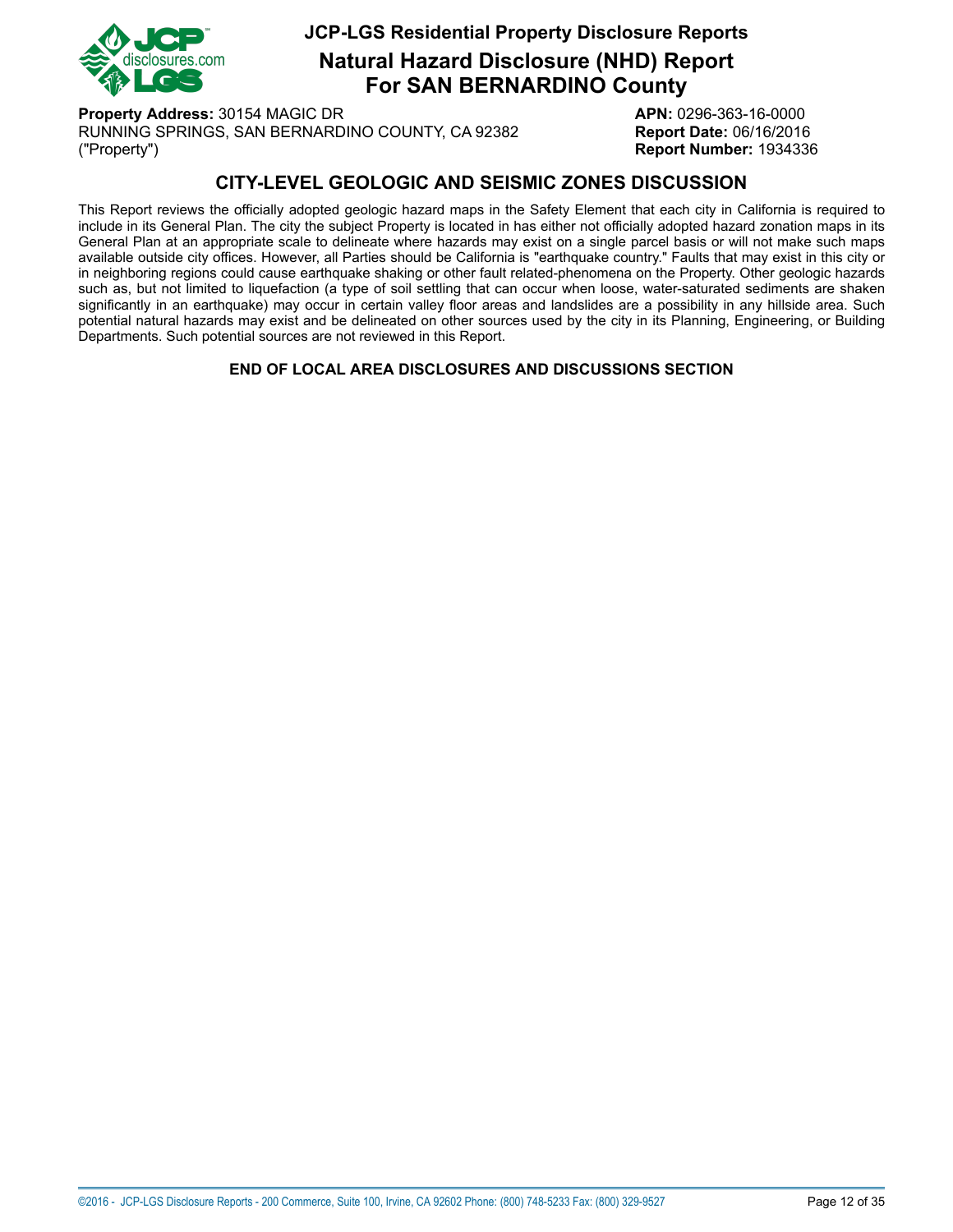**Property Address:** 30154 MAGIC DR
RUNNING SPRINGS, SAN BERNARDINO COUNTY, CA 92382
("Property")

**APN:** 0296-363-16-0000
**Report Date:** 06/16/2016
**Report Number:** 1934336

## CITY-LEVEL GEOLOGIC AND SEISMIC ZONES DISCUSSION

This Report reviews the officially adopted geologic hazard maps in the Safety Element that each city in California is required to include in its General Plan. The city the subject Property is located in has either not officially adopted hazard zonation maps in its General Plan at an appropriate scale to delineate where hazards may exist on a single parcel basis or will not make such maps available outside city offices. However, all Parties should be California is "earthquake country." Faults that may exist in this city or in neighboring regions could cause earthquake shaking or other fault related-phenomena on the Property. Other geologic hazards such as, but not limited to liquefaction (a type of soil settling that can occur when loose, water-saturated sediments are shaken significantly in an earthquake) may occur in certain valley floor areas and landslides are a possibility in any hillside area. Such potential natural hazards may exist and be delineated on other sources used by the city in its Planning, Engineering, or Building Departments. Such potential sources are not reviewed in this Report.

**END OF LOCAL AREA DISCLOSURES AND DISCUSSIONS SECTION**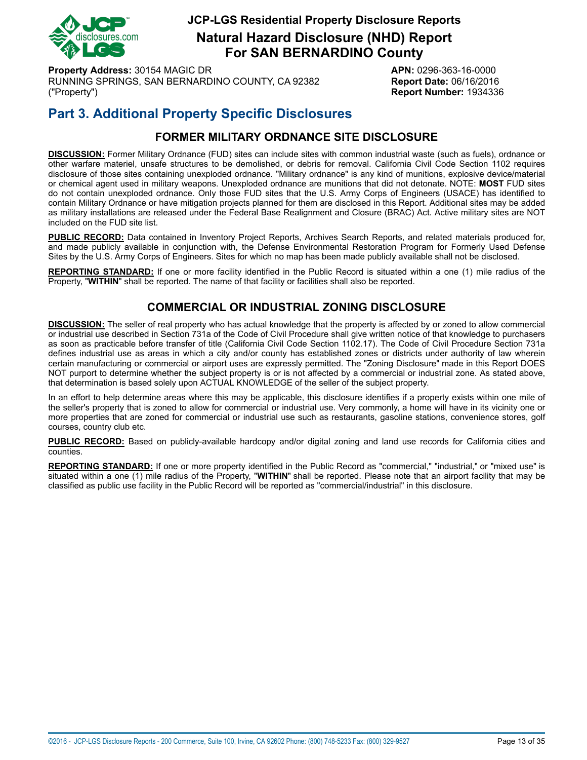# JCP-LGS Residential Property Disclosure Reports

## Natural Hazard Disclosure (NHD) Report For SAN BERNARDINO County

**Property Address:** 30154 MAGIC DR
RUNNING SPRINGS, SAN BERNARDINO COUNTY, CA 92382
("Property")

**APN:** 0296-363-16-0000
**Report Date:** 06/16/2016
**Report Number:** 1934336

## Part 3. Additional Property Specific Disclosures

### FORMER MILITARY ORDNANCE SITE DISCLOSURE

**DISCUSSION:** Former Military Ordnance (FUD) sites can include sites with common industrial waste (such as fuels), ordnance or other warfare materiel, unsafe structures to be demolished, or debris for removal. California Civil Code Section 1102 requires disclosure of those sites containing unexploded ordnance. "Military ordnance" is any kind of munitions, explosive device/material or chemical agent used in military weapons. Unexploded ordnance are munitions that did not detonate. NOTE: **MOST** FUD sites do not contain unexploded ordnance. Only those FUD sites that the U.S. Army Corps of Engineers (USACE) has identified to contain Military Ordnance or have mitigation projects planned for them are disclosed in this Report. Additional sites may be added as military installations are released under the Federal Base Realignment and Closure (BRAC) Act. Active military sites are NOT included on the FUD site list.

**PUBLIC RECORD:** Data contained in Inventory Project Reports, Archives Search Reports, and related materials produced for, and made publicly available in conjunction with, the Defense Environmental Restoration Program for Formerly Used Defense Sites by the U.S. Army Corps of Engineers. Sites for which no map has been made publicly available shall not be disclosed.

**REPORTING STANDARD:** If one or more facility identified in the Public Record is situated within a one (1) mile radius of the Property, "**WITHIN**" shall be reported. The name of that facility or facilities shall also be reported.

### COMMERCIAL OR INDUSTRIAL ZONING DISCLOSURE

**DISCUSSION:** The seller of real property who has actual knowledge that the property is affected by or zoned to allow commercial or industrial use described in Section 731a of the Code of Civil Procedure shall give written notice of that knowledge to purchasers as soon as practicable before transfer of title (California Civil Code Section 1102.17). The Code of Civil Procedure Section 731a defines industrial use as areas in which a city and/or county has established zones or districts under authority of law wherein certain manufacturing or commercial or airport uses are expressly permitted. The "Zoning Disclosure" made in this Report DOES NOT purport to determine whether the subject property is or is not affected by a commercial or industrial zone. As stated above, that determination is based solely upon ACTUAL KNOWLEDGE of the seller of the subject property.

In an effort to help determine areas where this may be applicable, this disclosure identifies if a property exists within one mile of the seller's property that is zoned to allow for commercial or industrial use. Very commonly, a home will have in its vicinity one or more properties that are zoned for commercial or industrial use such as restaurants, gasoline stations, convenience stores, golf courses, country club etc.

**PUBLIC RECORD:** Based on publicly-available hardcopy and/or digital zoning and land use records for California cities and counties.

**REPORTING STANDARD:** If one or more property identified in the Public Record as "commercial," "industrial," or "mixed use" is situated within a one (1) mile radius of the Property, "**WITHIN**" shall be reported. Please note that an airport facility that may be classified as public use facility in the Public Record will be reported as "commercial/industrial" in this disclosure.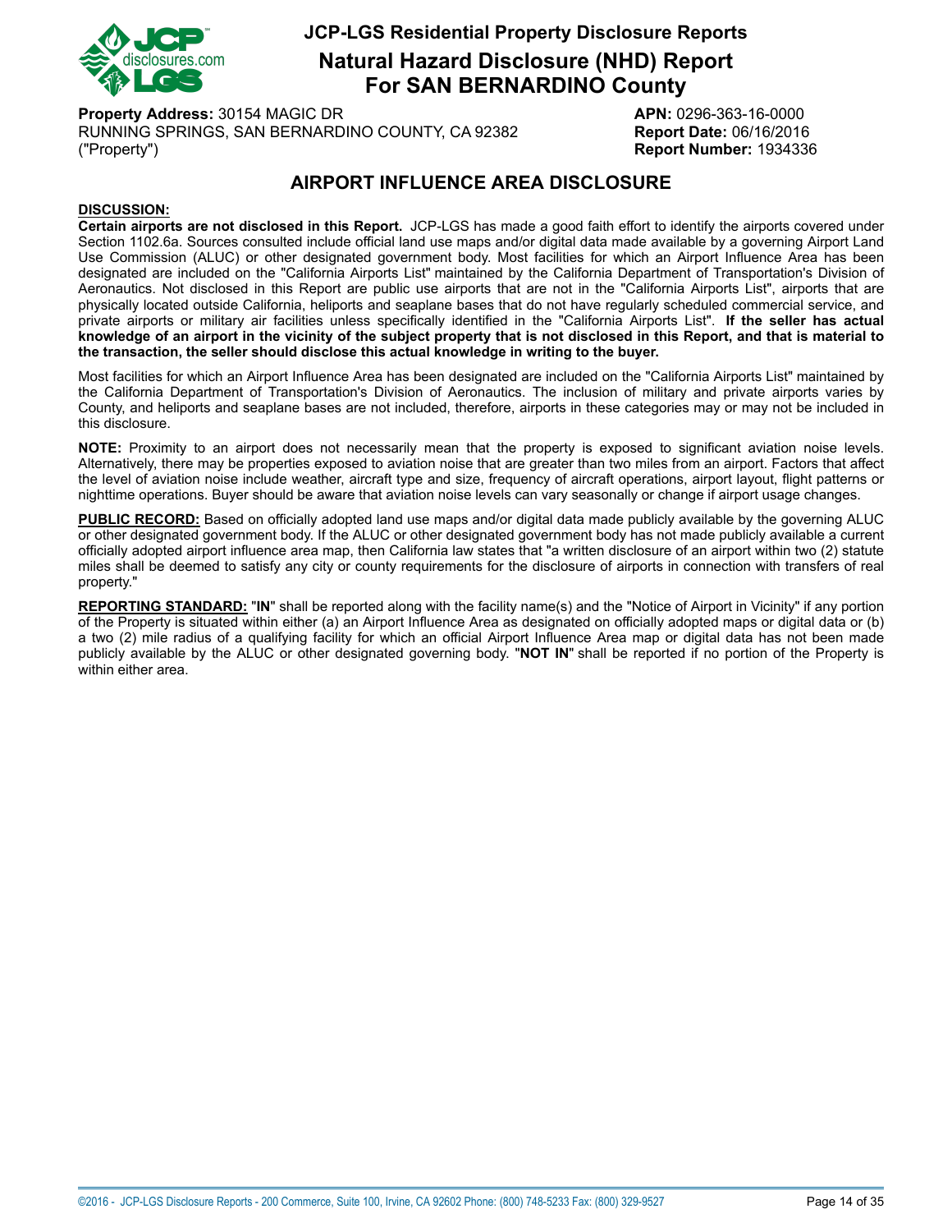**Property Address:** 30154 MAGIC DR
RUNNING SPRINGS, SAN BERNARDINO COUNTY, CA 92382
("Property")

**APN:** 0296-363-16-0000
**Report Date:** 06/16/2016
**Report Number:** 1934336

## AIRPORT INFLUENCE AREA DISCLOSURE

**DISCUSSION:**

**Certain airports are not disclosed in this Report.** JCP-LGS has made a good faith effort to identify the airports covered under Section 1102.6a. Sources consulted include official land use maps and/or digital data made available by a governing Airport Land Use Commission (ALUC) or other designated government body. Most facilities for which an Airport Influence Area has been designated are included on the "California Airports List" maintained by the California Department of Transportation's Division of Aeronautics. Not disclosed in this Report are public use airports that are not in the "California Airports List", airports that are physically located outside California, heliports and seaplane bases that do not have regularly scheduled commercial service, and private airports or military air facilities unless specifically identified in the "California Airports List". **If the seller has actual knowledge of an airport in the vicinity of the subject property that is not disclosed in this Report, and that is material to the transaction, the seller should disclose this actual knowledge in writing to the buyer.**

Most facilities for which an Airport Influence Area has been designated are included on the "California Airports List" maintained by the California Department of Transportation's Division of Aeronautics. The inclusion of military and private airports varies by County, and heliports and seaplane bases are not included, therefore, airports in these categories may or may not be included in this disclosure.

**NOTE:** Proximity to an airport does not necessarily mean that the property is exposed to significant aviation noise levels. Alternatively, there may be properties exposed to aviation noise that are greater than two miles from an airport. Factors that affect the level of aviation noise include weather, aircraft type and size, frequency of aircraft operations, airport layout, flight patterns or nighttime operations. Buyer should be aware that aviation noise levels can vary seasonally or change if airport usage changes.

**PUBLIC RECORD:** Based on officially adopted land use maps and/or digital data made publicly available by the governing ALUC or other designated government body. If the ALUC or other designated government body has not made publicly available a current officially adopted airport influence area map, then California law states that "a written disclosure of an airport within two (2) statute miles shall be deemed to satisfy any city or county requirements for the disclosure of airports in connection with transfers of real property."

**REPORTING STANDARD:** "**IN**" shall be reported along with the facility name(s) and the "Notice of Airport in Vicinity" if any portion of the Property is situated within either (a) an Airport Influence Area as designated on officially adopted maps or digital data or (b) a two (2) mile radius of a qualifying facility for which an official Airport Influence Area map or digital data has not been made publicly available by the ALUC or other designated governing body. "**NOT IN**" shall be reported if no portion of the Property is within either area.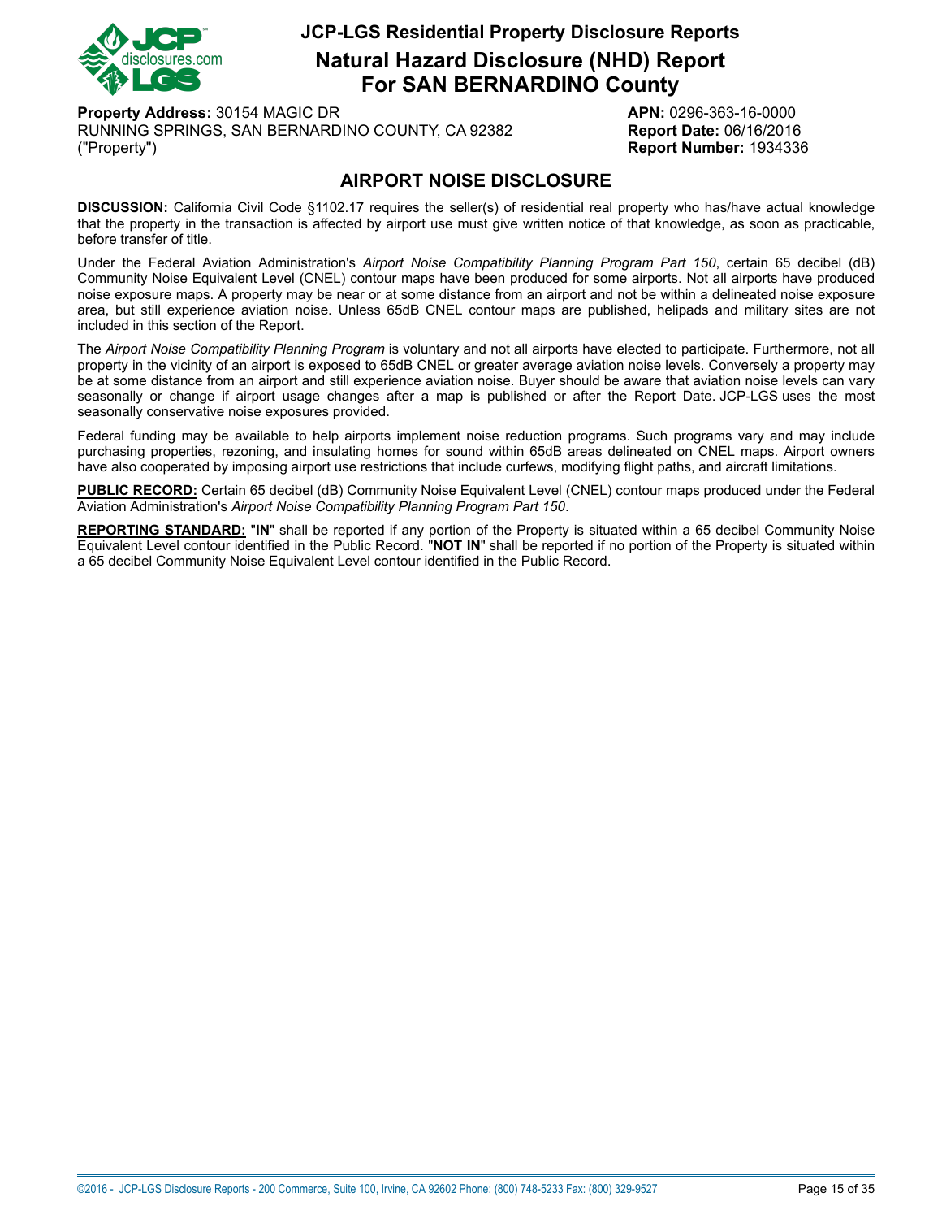## AIRPORT NOISE DISCLOSURE

**DISCUSSION:** California Civil Code §1102.17 requires the seller(s) of residential real property who has/have actual knowledge that the property in the transaction is affected by airport use must give written notice of that knowledge, as soon as practicable, before transfer of title.

Under the Federal Aviation Administration's *Airport Noise Compatibility Planning Program Part 150*, certain 65 decibel (dB) Community Noise Equivalent Level (CNEL) contour maps have been produced for some airports. Not all airports have produced noise exposure maps. A property may be near or at some distance from an airport and not be within a delineated noise exposure area, but still experience aviation noise. Unless 65dB CNEL contour maps are published, helipads and military sites are not included in this section of the Report.

The *Airport Noise Compatibility Planning Program* is voluntary and not all airports have elected to participate. Furthermore, not all property in the vicinity of an airport is exposed to 65dB CNEL or greater average aviation noise levels. Conversely a property may be at some distance from an airport and still experience aviation noise. Buyer should be aware that aviation noise levels can vary seasonally or change if airport usage changes after a map is published or after the Report Date. JCP-LGS uses the most seasonally conservative noise exposures provided.

Federal funding may be available to help airports implement noise reduction programs. Such programs vary and may include purchasing properties, rezoning, and insulating homes for sound within 65dB areas delineated on CNEL maps. Airport owners have also cooperated by imposing airport use restrictions that include curfews, modifying flight paths, and aircraft limitations.

**PUBLIC RECORD:** Certain 65 decibel (dB) Community Noise Equivalent Level (CNEL) contour maps produced under the Federal Aviation Administration's *Airport Noise Compatibility Planning Program Part 150*.

**REPORTING STANDARD:** "**IN**" shall be reported if any portion of the Property is situated within a 65 decibel Community Noise Equivalent Level contour identified in the Public Record. "**NOT IN**" shall be reported if no portion of the Property is situated within a 65 decibel Community Noise Equivalent Level contour identified in the Public Record.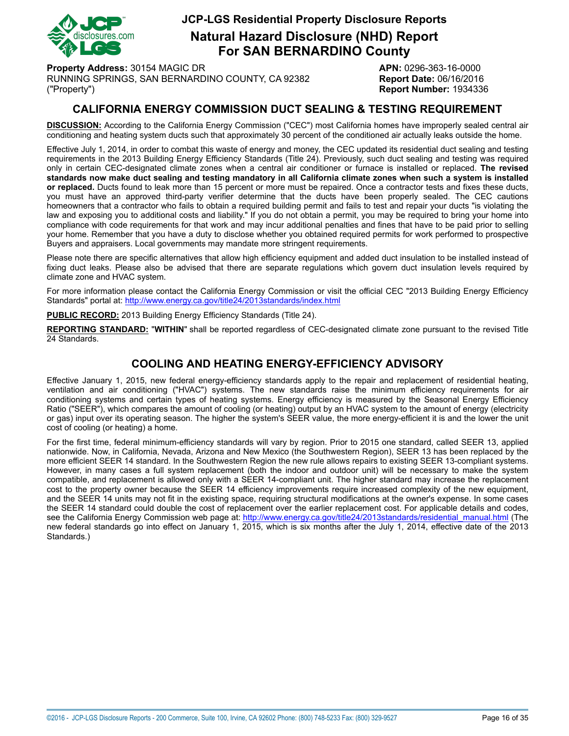## CALIFORNIA ENERGY COMMISSION DUCT SEALING & TESTING REQUIREMENT

**DISCUSSION:** According to the California Energy Commission ("CEC") most California homes have improperly sealed central air conditioning and heating system ducts such that approximately 30 percent of the conditioned air actually leaks outside the home.

Effective July 1, 2014, in order to combat this waste of energy and money, the CEC updated its residential duct sealing and testing requirements in the 2013 Building Energy Efficiency Standards (Title 24). Previously, such duct sealing and testing was required only in certain CEC-designated climate zones when a central air conditioner or furnace is installed or replaced. **The revised standards now make duct sealing and testing mandatory in all California climate zones when such a system is installed or replaced.** Ducts found to leak more than 15 percent or more must be repaired. Once a contractor tests and fixes these ducts, you must have an approved third-party verifier determine that the ducts have been properly sealed. The CEC cautions homeowners that a contractor who fails to obtain a required building permit and fails to test and repair your ducts "is violating the law and exposing you to additional costs and liability." If you do not obtain a permit, you may be required to bring your home into compliance with code requirements for that work and may incur additional penalties and fines that have to be paid prior to selling your home. Remember that you have a duty to disclose whether you obtained required permits for work performed to prospective Buyers and appraisers. Local governments may mandate more stringent requirements.

Please note there are specific alternatives that allow high efficiency equipment and added duct insulation to be installed instead of fixing duct leaks. Please also be advised that there are separate regulations which govern duct insulation levels required by climate zone and HVAC system.

For more information please contact the California Energy Commission or visit the official CEC "2013 Building Energy Efficiency Standards" portal at: http://www.energy.ca.gov/title24/2013standards/index.html

**PUBLIC RECORD:** 2013 Building Energy Efficiency Standards (Title 24).

**REPORTING STANDARD:** "**WITHIN**" shall be reported regardless of CEC-designated climate zone pursuant to the revised Title 24 Standards.

## COOLING AND HEATING ENERGY-EFFICIENCY ADVISORY

Effective January 1, 2015, new federal energy-efficiency standards apply to the repair and replacement of residential heating, ventilation and air conditioning ("HVAC") systems. The new standards raise the minimum efficiency requirements for air conditioning systems and certain types of heating systems. Energy efficiency is measured by the Seasonal Energy Efficiency Ratio ("SEER"), which compares the amount of cooling (or heating) output by an HVAC system to the amount of energy (electricity or gas) input over its operating season. The higher the system's SEER value, the more energy-efficient it is and the lower the unit cost of cooling (or heating) a home.

For the first time, federal minimum-efficiency standards will vary by region. Prior to 2015 one standard, called SEER 13, applied nationwide. Now, in California, Nevada, Arizona and New Mexico (the Southwestern Region), SEER 13 has been replaced by the more efficient SEER 14 standard. In the Southwestern Region the new rule allows repairs to existing SEER 13-compliant systems. However, in many cases a full system replacement (both the indoor and outdoor unit) will be necessary to make the system compatible, and replacement is allowed only with a SEER 14-compliant unit. The higher standard may increase the replacement cost to the property owner because the SEER 14 efficiency improvements require increased complexity of the new equipment, and the SEER 14 units may not fit in the existing space, requiring structural modifications at the owner's expense. In some cases the SEER 14 standard could double the cost of replacement over the earlier replacement cost. For applicable details and codes, see the California Energy Commission web page at: http://www.energy.ca.gov/title24/2013standards/residential_manual.html (The new federal standards go into effect on January 1, 2015, which is six months after the July 1, 2014, effective date of the 2013 Standards.)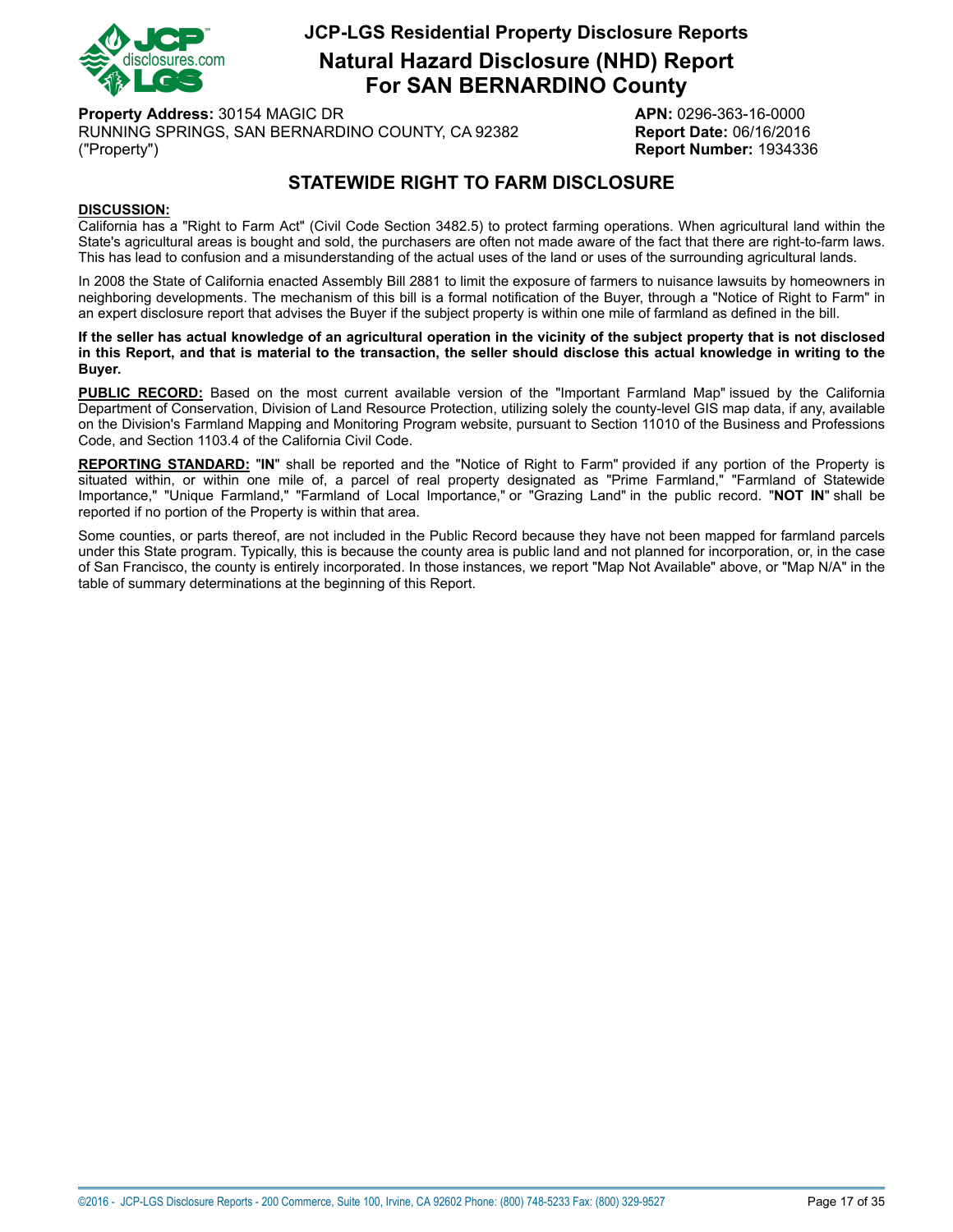# JCP-LGS Residential Property Disclosure Reports

## Natural Hazard Disclosure (NHD) Report For SAN BERNARDINO County

**Property Address:** 30154 MAGIC DR
RUNNING SPRINGS, SAN BERNARDINO COUNTY, CA 92382
("Property")

**APN:** 0296-363-16-0000
**Report Date:** 06/16/2016
**Report Number:** 1934336

## STATEWIDE RIGHT TO FARM DISCLOSURE

**DISCUSSION:**

California has a "Right to Farm Act" (Civil Code Section 3482.5) to protect farming operations. When agricultural land within the State's agricultural areas is bought and sold, the purchasers are often not made aware of the fact that there are right-to-farm laws. This has lead to confusion and a misunderstanding of the actual uses of the land or uses of the surrounding agricultural lands.

In 2008 the State of California enacted Assembly Bill 2881 to limit the exposure of farmers to nuisance lawsuits by homeowners in neighboring developments. The mechanism of this bill is a formal notification of the Buyer, through a "Notice of Right to Farm" in an expert disclosure report that advises the Buyer if the subject property is within one mile of farmland as defined in the bill.

**If the seller has actual knowledge of an agricultural operation in the vicinity of the subject property that is not disclosed in this Report, and that is material to the transaction, the seller should disclose this actual knowledge in writing to the Buyer.**

**PUBLIC RECORD:** Based on the most current available version of the "Important Farmland Map" issued by the California Department of Conservation, Division of Land Resource Protection, utilizing solely the county-level GIS map data, if any, available on the Division's Farmland Mapping and Monitoring Program website, pursuant to Section 11010 of the Business and Professions Code, and Section 1103.4 of the California Civil Code.

**REPORTING STANDARD:** "**IN**" shall be reported and the "Notice of Right to Farm" provided if any portion of the Property is situated within, or within one mile of, a parcel of real property designated as "Prime Farmland," "Farmland of Statewide Importance," "Unique Farmland," "Farmland of Local Importance," or "Grazing Land" in the public record. "**NOT IN**" shall be reported if no portion of the Property is within that area.

Some counties, or parts thereof, are not included in the Public Record because they have not been mapped for farmland parcels under this State program. Typically, this is because the county area is public land and not planned for incorporation, or, in the case of San Francisco, the county is entirely incorporated. In those instances, we report "Map Not Available" above, or "Map N/A" in the table of summary determinations at the beginning of this Report.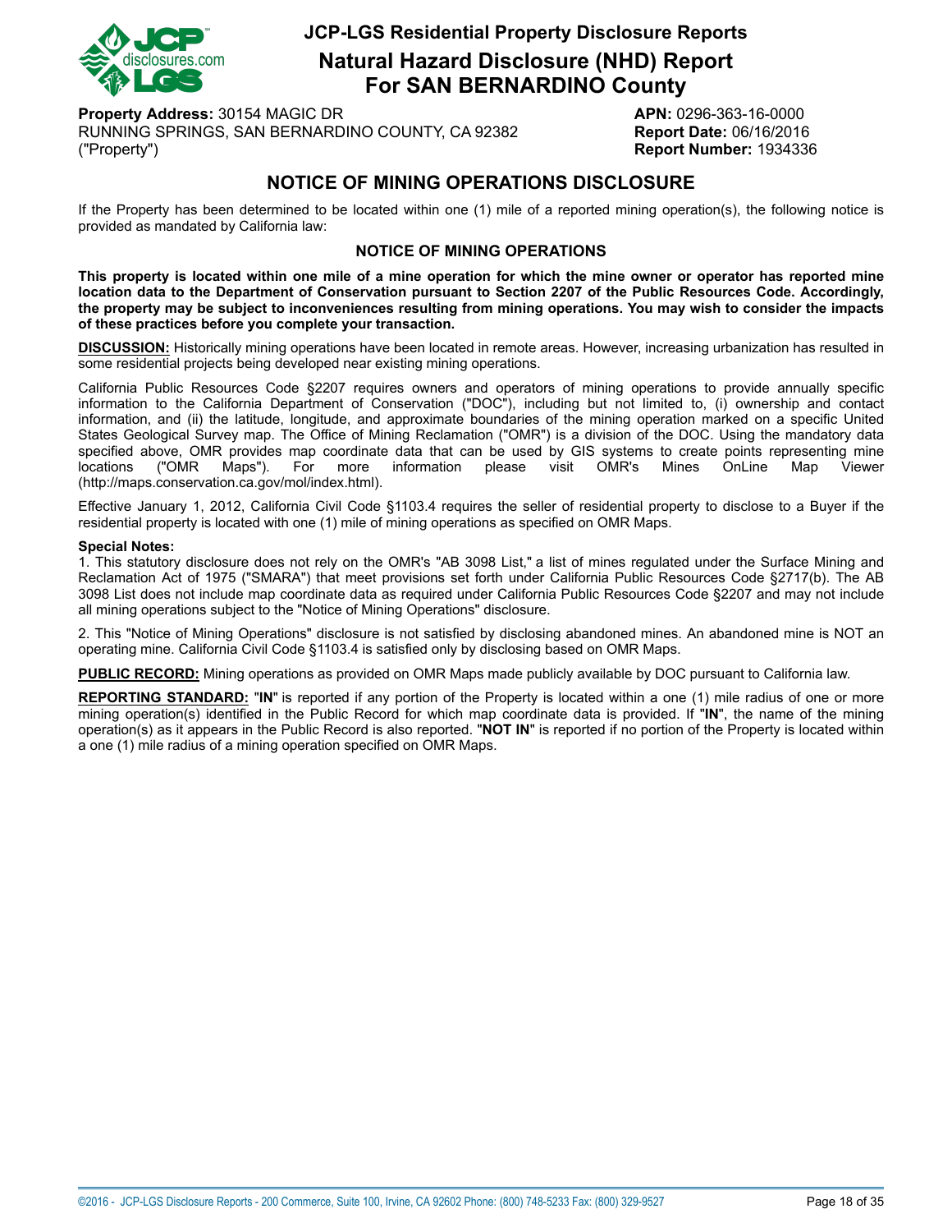# JCP-LGS Residential Property Disclosure Reports

## Natural Hazard Disclosure (NHD) Report For SAN BERNARDINO County

**Property Address:** 30154 MAGIC DR
RUNNING SPRINGS, SAN BERNARDINO COUNTY, CA 92382
("Property")

**APN:** 0296-363-16-0000
**Report Date:** 06/16/2016
**Report Number:** 1934336

## NOTICE OF MINING OPERATIONS DISCLOSURE

If the Property has been determined to be located within one (1) mile of a reported mining operation(s), the following notice is provided as mandated by California law:

### NOTICE OF MINING OPERATIONS

**This property is located within one mile of a mine operation for which the mine owner or operator has reported mine location data to the Department of Conservation pursuant to Section 2207 of the Public Resources Code. Accordingly, the property may be subject to inconveniences resulting from mining operations. You may wish to consider the impacts of these practices before you complete your transaction.**

**DISCUSSION:** Historically mining operations have been located in remote areas. However, increasing urbanization has resulted in some residential projects being developed near existing mining operations.

California Public Resources Code §2207 requires owners and operators of mining operations to provide annually specific information to the California Department of Conservation ("DOC"), including but not limited to, (i) ownership and contact information, and (ii) the latitude, longitude, and approximate boundaries of the mining operation marked on a specific United States Geological Survey map. The Office of Mining Reclamation ("OMR") is a division of the DOC. Using the mandatory data specified above, OMR provides map coordinate data that can be used by GIS systems to create points representing mine locations ("OMR Maps"). For more information please visit OMR's Mines OnLine Map Viewer (http://maps.conservation.ca.gov/mol/index.html).

Effective January 1, 2012, California Civil Code §1103.4 requires the seller of residential property to disclose to a Buyer if the residential property is located with one (1) mile of mining operations as specified on OMR Maps.

**Special Notes:**
1. This statutory disclosure does not rely on the OMR's "AB 3098 List," a list of mines regulated under the Surface Mining and Reclamation Act of 1975 ("SMARA") that meet provisions set forth under California Public Resources Code §2717(b). The AB 3098 List does not include map coordinate data as required under California Public Resources Code §2207 and may not include all mining operations subject to the "Notice of Mining Operations" disclosure.

2. This "Notice of Mining Operations" disclosure is not satisfied by disclosing abandoned mines. An abandoned mine is NOT an operating mine. California Civil Code §1103.4 is satisfied only by disclosing based on OMR Maps.

**PUBLIC RECORD:** Mining operations as provided on OMR Maps made publicly available by DOC pursuant to California law.

**REPORTING STANDARD:** "**IN**" is reported if any portion of the Property is located within a one (1) mile radius of one or more mining operation(s) identified in the Public Record for which map coordinate data is provided. If "**IN**", the name of the mining operation(s) as it appears in the Public Record is also reported. "**NOT IN**" is reported if no portion of the Property is located within a one (1) mile radius of a mining operation specified on OMR Maps.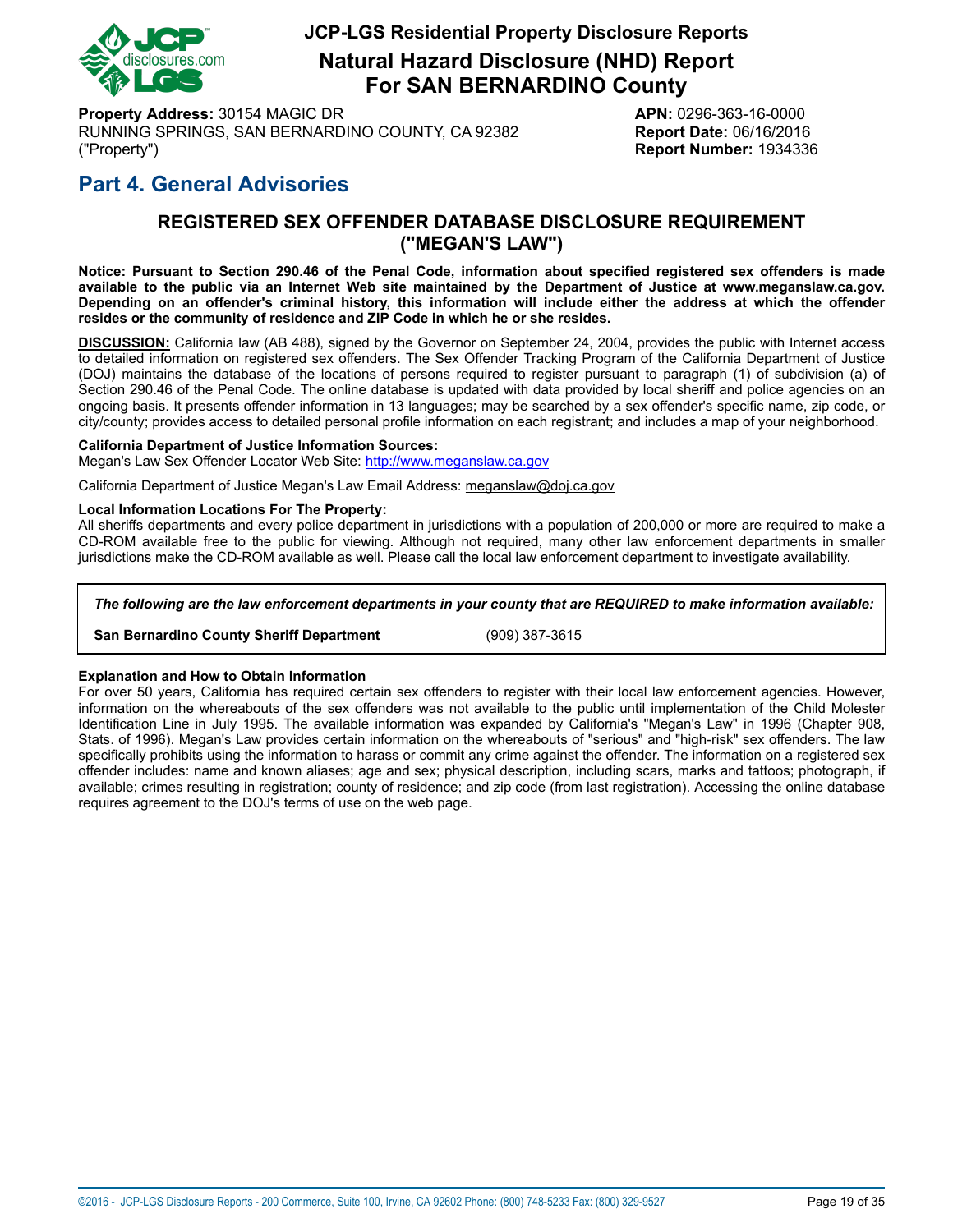**Property Address:** 30154 MAGIC DR
RUNNING SPRINGS, SAN BERNARDINO COUNTY, CA 92382
("Property")

**APN:** 0296-363-16-0000
**Report Date:** 06/16/2016
**Report Number:** 1934336

# Part 4. General Advisories

## REGISTERED SEX OFFENDER DATABASE DISCLOSURE REQUIREMENT ("MEGAN'S LAW")

**Notice: Pursuant to Section 290.46 of the Penal Code, information about specified registered sex offenders is made available to the public via an Internet Web site maintained by the Department of Justice at www.meganslaw.ca.gov. Depending on an offender's criminal history, this information will include either the address at which the offender resides or the community of residence and ZIP Code in which he or she resides.**

**DISCUSSION:** California law (AB 488), signed by the Governor on September 24, 2004, provides the public with Internet access to detailed information on registered sex offenders. The Sex Offender Tracking Program of the California Department of Justice (DOJ) maintains the database of the locations of persons required to register pursuant to paragraph (1) of subdivision (a) of Section 290.46 of the Penal Code. The online database is updated with data provided by local sheriff and police agencies on an ongoing basis. It presents offender information in 13 languages; may be searched by a sex offender's specific name, zip code, or city/county; provides access to detailed personal profile information on each registrant; and includes a map of your neighborhood.

**California Department of Justice Information Sources:**
Megan's Law Sex Offender Locator Web Site: http://www.meganslaw.ca.gov

California Department of Justice Megan's Law Email Address: meganslaw@doj.ca.gov

**Local Information Locations For The Property:**
All sheriffs departments and every police department in jurisdictions with a population of 200,000 or more are required to make a CD-ROM available free to the public for viewing. Although not required, many other law enforcement departments in smaller jurisdictions make the CD-ROM available as well. Please call the local law enforcement department to investigate availability.

***The following are the law enforcement departments in your county that are REQUIRED to make information available:***

| **San Bernardino County Sheriff Department** | (909) 387-3615 |
|---|---|

**Explanation and How to Obtain Information**
For over 50 years, California has required certain sex offenders to register with their local law enforcement agencies. However, information on the whereabouts of the sex offenders was not available to the public until implementation of the Child Molester Identification Line in July 1995. The available information was expanded by California's "Megan's Law" in 1996 (Chapter 908, Stats. of 1996). Megan's Law provides certain information on the whereabouts of "serious" and "high-risk" sex offenders. The law specifically prohibits using the information to harass or commit any crime against the offender. The information on a registered sex offender includes: name and known aliases; age and sex; physical description, including scars, marks and tattoos; photograph, if available; crimes resulting in registration; county of residence; and zip code (from last registration). Accessing the online database requires agreement to the DOJ's terms of use on the web page.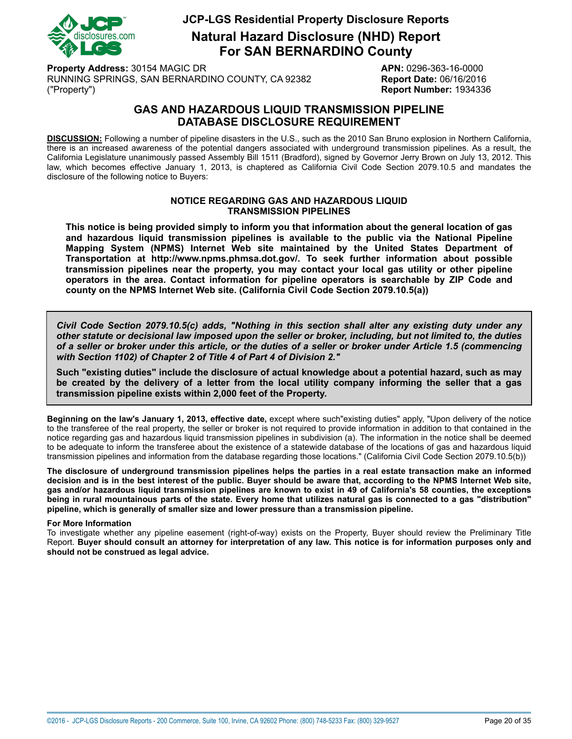# JCP-LGS Residential Property Disclosure Reports

# Natural Hazard Disclosure (NHD) Report For SAN BERNARDINO County

**Property Address:** 30154 MAGIC DR
RUNNING SPRINGS, SAN BERNARDINO COUNTY, CA 92382
("Property")

**APN:** 0296-363-16-0000
**Report Date:** 06/16/2016
**Report Number:** 1934336

## GAS AND HAZARDOUS LIQUID TRANSMISSION PIPELINE DATABASE DISCLOSURE REQUIREMENT

**DISCUSSION:** Following a number of pipeline disasters in the U.S., such as the 2010 San Bruno explosion in Northern California, there is an increased awareness of the potential dangers associated with underground transmission pipelines. As a result, the California Legislature unanimously passed Assembly Bill 1511 (Bradford), signed by Governor Jerry Brown on July 13, 2012. This law, which becomes effective January 1, 2013, is chaptered as California Civil Code Section 2079.10.5 and mandates the disclosure of the following notice to Buyers:

### NOTICE REGARDING GAS AND HAZARDOUS LIQUID TRANSMISSION PIPELINES

**This notice is being provided simply to inform you that information about the general location of gas and hazardous liquid transmission pipelines is available to the public via the National Pipeline Mapping System (NPMS) Internet Web site maintained by the United States Department of Transportation at http://www.npms.phmsa.dot.gov/. To seek further information about possible transmission pipelines near the property, you may contact your local gas utility or other pipeline operators in the area. Contact information for pipeline operators is searchable by ZIP Code and county on the NPMS Internet Web site. (California Civil Code Section 2079.10.5(a))**

***Civil Code Section 2079.10.5(c) adds, "Nothing in this section shall alter any existing duty under any other statute or decisional law imposed upon the seller or broker, including, but not limited to, the duties of a seller or broker under this article, or the duties of a seller or broker under Article 1.5 (commencing with Section 1102) of Chapter 2 of Title 4 of Part 4 of Division 2."***

**Such "existing duties" include the disclosure of actual knowledge about a potential hazard, such as may be created by the delivery of a letter from the local utility company informing the seller that a gas transmission pipeline exists within 2,000 feet of the Property.**

**Beginning on the law's January 1, 2013, effective date,** except where such"existing duties" apply, "Upon delivery of the notice to the transferee of the real property, the seller or broker is not required to provide information in addition to that contained in the notice regarding gas and hazardous liquid transmission pipelines in subdivision (a). The information in the notice shall be deemed to be adequate to inform the transferee about the existence of a statewide database of the locations of gas and hazardous liquid transmission pipelines and information from the database regarding those locations." (California Civil Code Section 2079.10.5(b))

**The disclosure of underground transmission pipelines helps the parties in a real estate transaction make an informed decision and is in the best interest of the public. Buyer should be aware that, according to the NPMS Internet Web site, gas and/or hazardous liquid transmission pipelines are known to exist in 49 of California's 58 counties, the exceptions being in rural mountainous parts of the state. Every home that utilizes natural gas is connected to a gas "distribution" pipeline, which is generally of smaller size and lower pressure than a transmission pipeline.**

**For More Information**
To investigate whether any pipeline easement (right-of-way) exists on the Property, Buyer should review the Preliminary Title Report. **Buyer should consult an attorney for interpretation of any law. This notice is for information purposes only and should not be construed as legal advice.**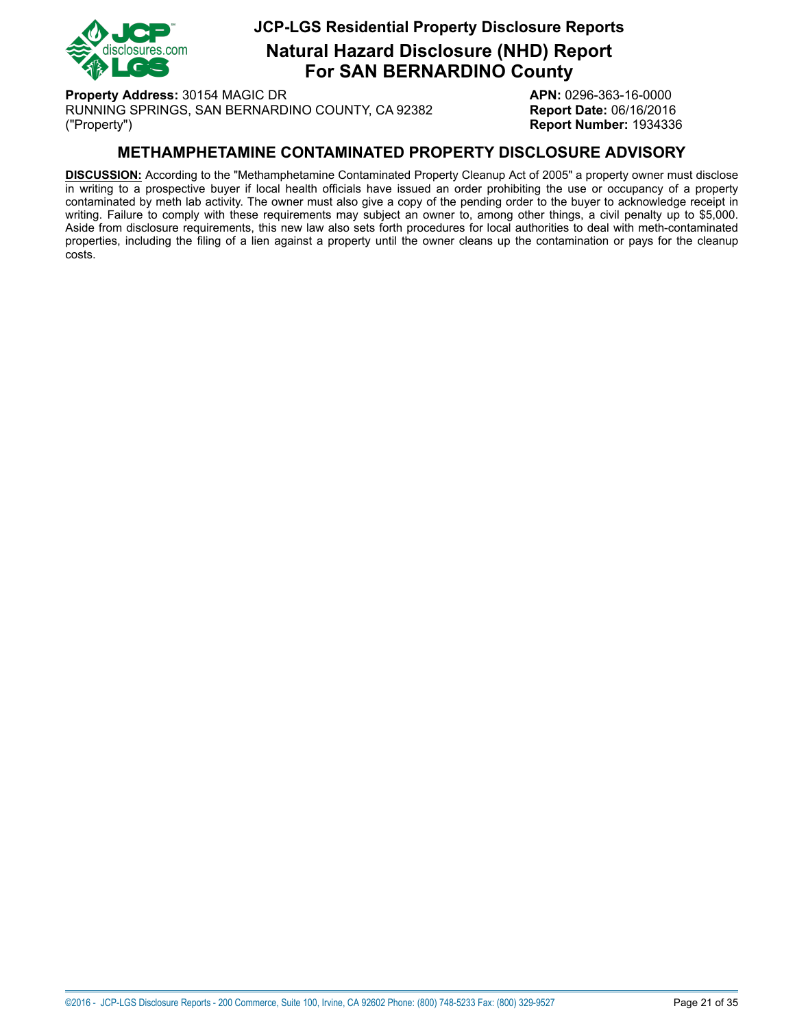## METHAMPHETAMINE CONTAMINATED PROPERTY DISCLOSURE ADVISORY

**DISCUSSION:** According to the "Methamphetamine Contaminated Property Cleanup Act of 2005" a property owner must disclose in writing to a prospective buyer if local health officials have issued an order prohibiting the use or occupancy of a property contaminated by meth lab activity. The owner must also give a copy of the pending order to the buyer to acknowledge receipt in writing. Failure to comply with these requirements may subject an owner to, among other things, a civil penalty up to $5,000. Aside from disclosure requirements, this new law also sets forth procedures for local authorities to deal with meth-contaminated properties, including the filing of a lien against a property until the owner cleans up the contamination or pays for the cleanup costs.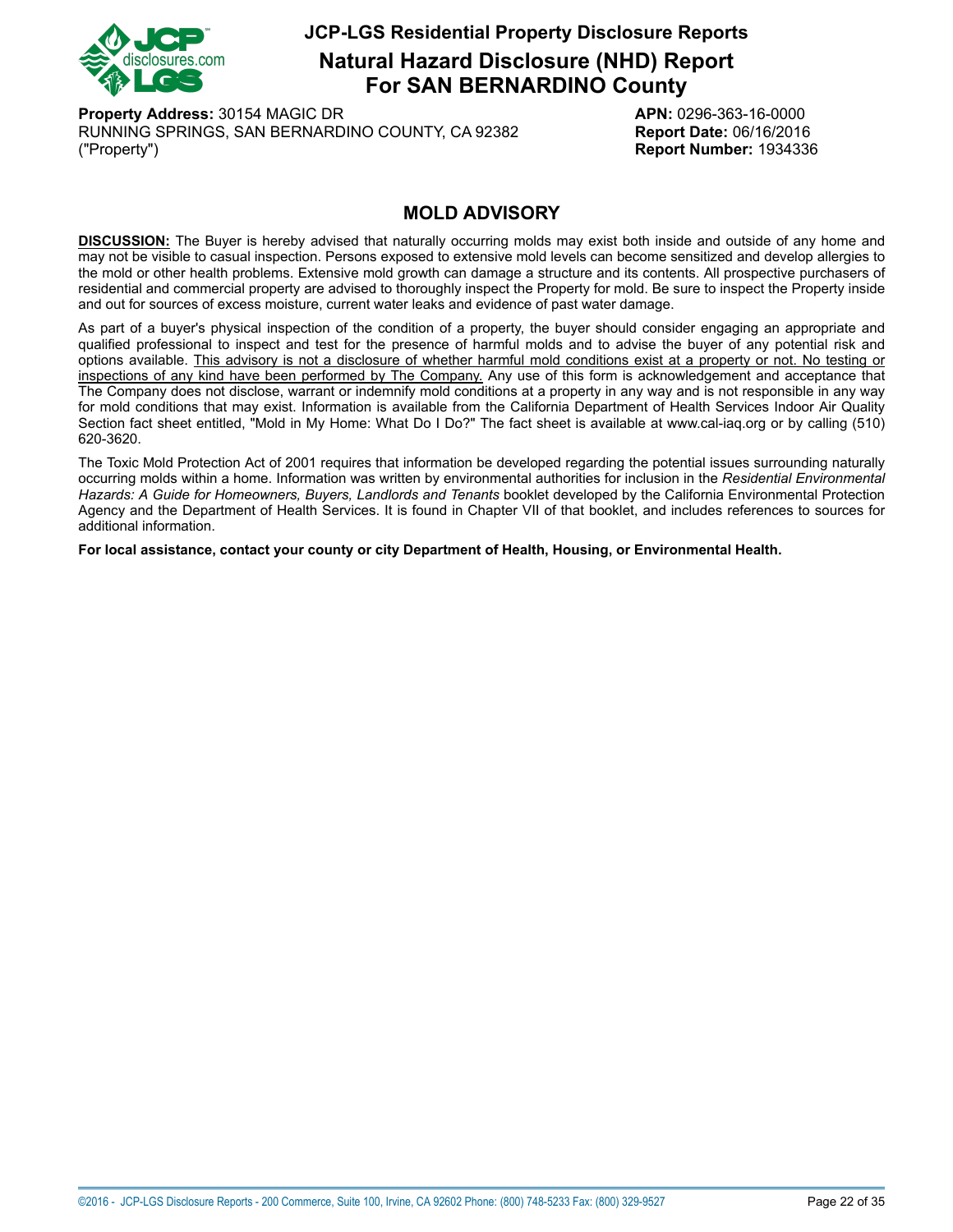# JCP-LGS Residential Property Disclosure Reports

## Natural Hazard Disclosure (NHD) Report For SAN BERNARDINO County

**Property Address:** 30154 MAGIC DR
RUNNING SPRINGS, SAN BERNARDINO COUNTY, CA 92382
("Property")

**APN:** 0296-363-16-0000
**Report Date:** 06/16/2016
**Report Number:** 1934336

## MOLD ADVISORY

**DISCUSSION:** The Buyer is hereby advised that naturally occurring molds may exist both inside and outside of any home and may not be visible to casual inspection. Persons exposed to extensive mold levels can become sensitized and develop allergies to the mold or other health problems. Extensive mold growth can damage a structure and its contents. All prospective purchasers of residential and commercial property are advised to thoroughly inspect the Property for mold. Be sure to inspect the Property inside and out for sources of excess moisture, current water leaks and evidence of past water damage.

As part of a buyer's physical inspection of the condition of a property, the buyer should consider engaging an appropriate and qualified professional to inspect and test for the presence of harmful molds and to advise the buyer of any potential risk and options available. This advisory is not a disclosure of whether harmful mold conditions exist at a property or not. No testing or inspections of any kind have been performed by The Company. Any use of this form is acknowledgement and acceptance that The Company does not disclose, warrant or indemnify mold conditions at a property in any way and is not responsible in any way for mold conditions that may exist. Information is available from the California Department of Health Services Indoor Air Quality Section fact sheet entitled, "Mold in My Home: What Do I Do?" The fact sheet is available at www.cal-iaq.org or by calling (510) 620-3620.

The Toxic Mold Protection Act of 2001 requires that information be developed regarding the potential issues surrounding naturally occurring molds within a home. Information was written by environmental authorities for inclusion in the *Residential Environmental Hazards: A Guide for Homeowners, Buyers, Landlords and Tenants* booklet developed by the California Environmental Protection Agency and the Department of Health Services. It is found in Chapter VII of that booklet, and includes references to sources for additional information.

**For local assistance, contact your county or city Department of Health, Housing, or Environmental Health.**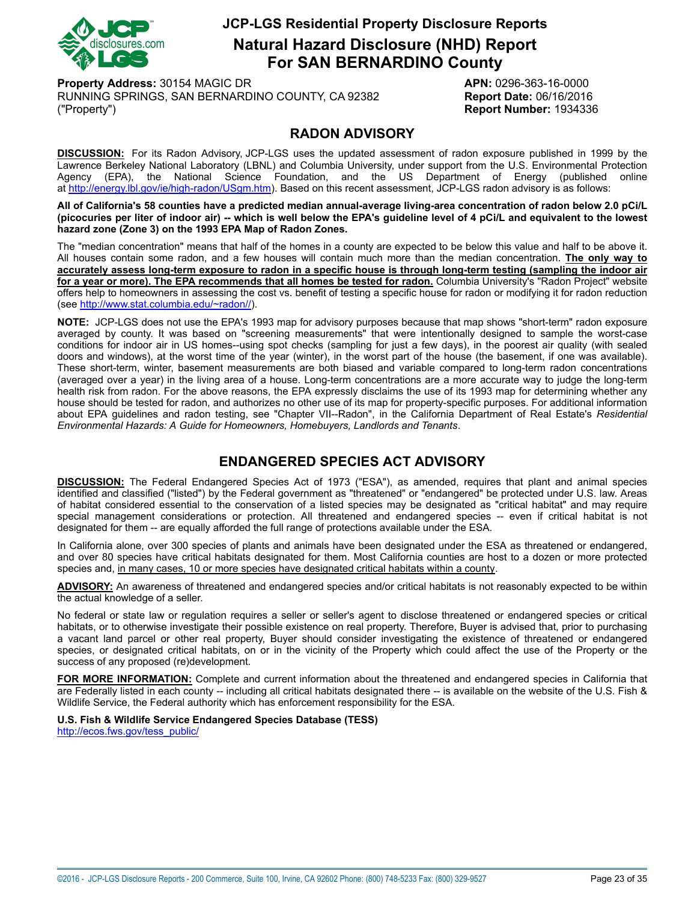# JCP-LGS Residential Property Disclosure Reports

## Natural Hazard Disclosure (NHD) Report For SAN BERNARDINO County

**Property Address:** 30154 MAGIC DR
RUNNING SPRINGS, SAN BERNARDINO COUNTY, CA 92382
("Property")

**APN:** 0296-363-16-0000
**Report Date:** 06/16/2016
**Report Number:** 1934336

## RADON ADVISORY

**DISCUSSION:** For its Radon Advisory, JCP-LGS uses the updated assessment of radon exposure published in 1999 by the Lawrence Berkeley National Laboratory (LBNL) and Columbia University, under support from the U.S. Environmental Protection Agency (EPA), the National Science Foundation, and the US Department of Energy (published online at http://energy.lbl.gov/ie/high-radon/USgm.htm). Based on this recent assessment, JCP-LGS radon advisory is as follows:

**All of California's 58 counties have a predicted median annual-average living-area concentration of radon below 2.0 pCi/L (picocuries per liter of indoor air) -- which is well below the EPA's guideline level of 4 pCi/L and equivalent to the lowest hazard zone (Zone 3) on the 1993 EPA Map of Radon Zones.**

The "median concentration" means that half of the homes in a county are expected to be below this value and half to be above it. All houses contain some radon, and a few houses will contain much more than the median concentration. **The only way to accurately assess long-term exposure to radon in a specific house is through long-term testing (sampling the indoor air for a year or more). The EPA recommends that all homes be tested for radon.** Columbia University's "Radon Project" website offers help to homeowners in assessing the cost vs. benefit of testing a specific house for radon or modifying it for radon reduction (see http://www.stat.columbia.edu/~radon//).

**NOTE:** JCP-LGS does not use the EPA's 1993 map for advisory purposes because that map shows "short-term" radon exposure averaged by county. It was based on "screening measurements" that were intentionally designed to sample the worst-case conditions for indoor air in US homes--using spot checks (sampling for just a few days), in the poorest air quality (with sealed doors and windows), at the worst time of the year (winter), in the worst part of the house (the basement, if one was available). These short-term, winter, basement measurements are both biased and variable compared to long-term radon concentrations (averaged over a year) in the living area of a house. Long-term concentrations are a more accurate way to judge the long-term health risk from radon. For the above reasons, the EPA expressly disclaims the use of its 1993 map for determining whether any house should be tested for radon, and authorizes no other use of its map for property-specific purposes. For additional information about EPA guidelines and radon testing, see "Chapter VII--Radon", in the California Department of Real Estate's *Residential Environmental Hazards: A Guide for Homeowners, Homebuyers, Landlords and Tenants*.

## ENDANGERED SPECIES ACT ADVISORY

**DISCUSSION:** The Federal Endangered Species Act of 1973 ("ESA"), as amended, requires that plant and animal species identified and classified ("listed") by the Federal government as "threatened" or "endangered" be protected under U.S. law. Areas of habitat considered essential to the conservation of a listed species may be designated as "critical habitat" and may require special management considerations or protection. All threatened and endangered species -- even if critical habitat is not designated for them -- are equally afforded the full range of protections available under the ESA.

In California alone, over 300 species of plants and animals have been designated under the ESA as threatened or endangered, and over 80 species have critical habitats designated for them. Most California counties are host to a dozen or more protected species and, in many cases, 10 or more species have designated critical habitats within a county.

**ADVISORY:** An awareness of threatened and endangered species and/or critical habitats is not reasonably expected to be within the actual knowledge of a seller.

No federal or state law or regulation requires a seller or seller's agent to disclose threatened or endangered species or critical habitats, or to otherwise investigate their possible existence on real property. Therefore, Buyer is advised that, prior to purchasing a vacant land parcel or other real property, Buyer should consider investigating the existence of threatened or endangered species, or designated critical habitats, on or in the vicinity of the Property which could affect the use of the Property or the success of any proposed (re)development.

**FOR MORE INFORMATION:** Complete and current information about the threatened and endangered species in California that are Federally listed in each county -- including all critical habitats designated there -- is available on the website of the U.S. Fish & Wildlife Service, the Federal authority which has enforcement responsibility for the ESA.

**U.S. Fish & Wildlife Service Endangered Species Database (TESS)**
http://ecos.fws.gov/tess_public/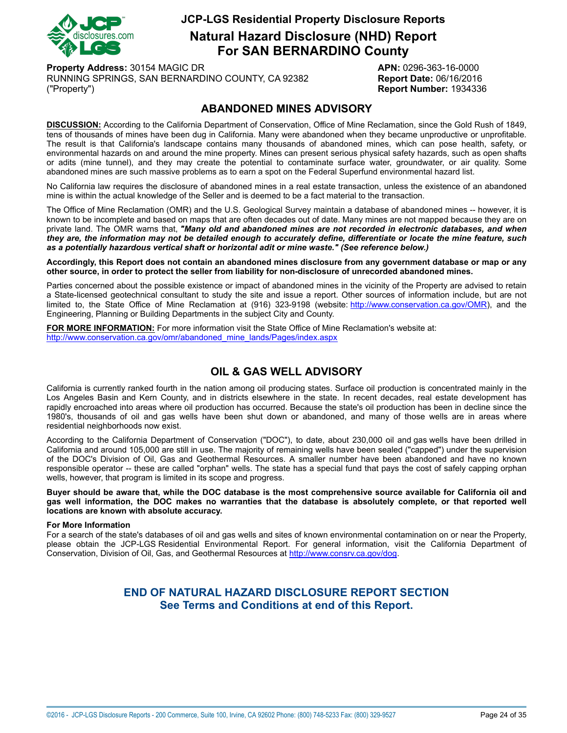# JCP-LGS Residential Property Disclosure Reports

## Natural Hazard Disclosure (NHD) Report For SAN BERNARDINO County

**Property Address:** 30154 MAGIC DR
RUNNING SPRINGS, SAN BERNARDINO COUNTY, CA 92382
("Property")

**APN:** 0296-363-16-0000
**Report Date:** 06/16/2016
**Report Number:** 1934336

## ABANDONED MINES ADVISORY

**DISCUSSION:** According to the California Department of Conservation, Office of Mine Reclamation, since the Gold Rush of 1849, tens of thousands of mines have been dug in California. Many were abandoned when they became unproductive or unprofitable. The result is that California's landscape contains many thousands of abandoned mines, which can pose health, safety, or environmental hazards on and around the mine property. Mines can present serious physical safety hazards, such as open shafts or adits (mine tunnel), and they may create the potential to contaminate surface water, groundwater, or air quality. Some abandoned mines are such massive problems as to earn a spot on the Federal Superfund environmental hazard list.

No California law requires the disclosure of abandoned mines in a real estate transaction, unless the existence of an abandoned mine is within the actual knowledge of the Seller and is deemed to be a fact material to the transaction.

The Office of Mine Reclamation (OMR) and the U.S. Geological Survey maintain a database of abandoned mines -- however, it is known to be incomplete and based on maps that are often decades out of date. Many mines are not mapped because they are on private land. The OMR warns that, ***"Many old and abandoned mines are not recorded in electronic databases, and when they are, the information may not be detailed enough to accurately define, differentiate or locate the mine feature, such as a potentially hazardous vertical shaft or horizontal adit or mine waste." (See reference below.)***

**Accordingly, this Report does not contain an abandoned mines disclosure from any government database or map or any other source, in order to protect the seller from liability for non-disclosure of unrecorded abandoned mines.**

Parties concerned about the possible existence or impact of abandoned mines in the vicinity of the Property are advised to retain a State-licensed geotechnical consultant to study the site and issue a report. Other sources of information include, but are not limited to, the State Office of Mine Reclamation at (916) 323-9198 (website: http://www.conservation.ca.gov/OMR), and the Engineering, Planning or Building Departments in the subject City and County.

**FOR MORE INFORMATION:** For more information visit the State Office of Mine Reclamation's website at:
http://www.conservation.ca.gov/omr/abandoned_mine_lands/Pages/index.aspx

## OIL & GAS WELL ADVISORY

California is currently ranked fourth in the nation among oil producing states. Surface oil production is concentrated mainly in the Los Angeles Basin and Kern County, and in districts elsewhere in the state. In recent decades, real estate development has rapidly encroached into areas where oil production has occurred. Because the state's oil production has been in decline since the 1980's, thousands of oil and gas wells have been shut down or abandoned, and many of those wells are in areas where residential neighborhoods now exist.

According to the California Department of Conservation ("DOC"), to date, about 230,000 oil and gas wells have been drilled in California and around 105,000 are still in use. The majority of remaining wells have been sealed ("capped") under the supervision of the DOC's Division of Oil, Gas and Geothermal Resources. A smaller number have been abandoned and have no known responsible operator -- these are called "orphan" wells. The state has a special fund that pays the cost of safely capping orphan wells, however, that program is limited in its scope and progress.

**Buyer should be aware that, while the DOC database is the most comprehensive source available for California oil and gas well information, the DOC makes no warranties that the database is absolutely complete, or that reported well locations are known with absolute accuracy.**

**For More Information**
For a search of the state's databases of oil and gas wells and sites of known environmental contamination on or near the Property, please obtain the JCP-LGS Residential Environmental Report. For general information, visit the California Department of Conservation, Division of Oil, Gas, and Geothermal Resources at http://www.consrv.ca.gov/dog.

## END OF NATURAL HAZARD DISCLOSURE REPORT SECTION
## See Terms and Conditions at end of this Report.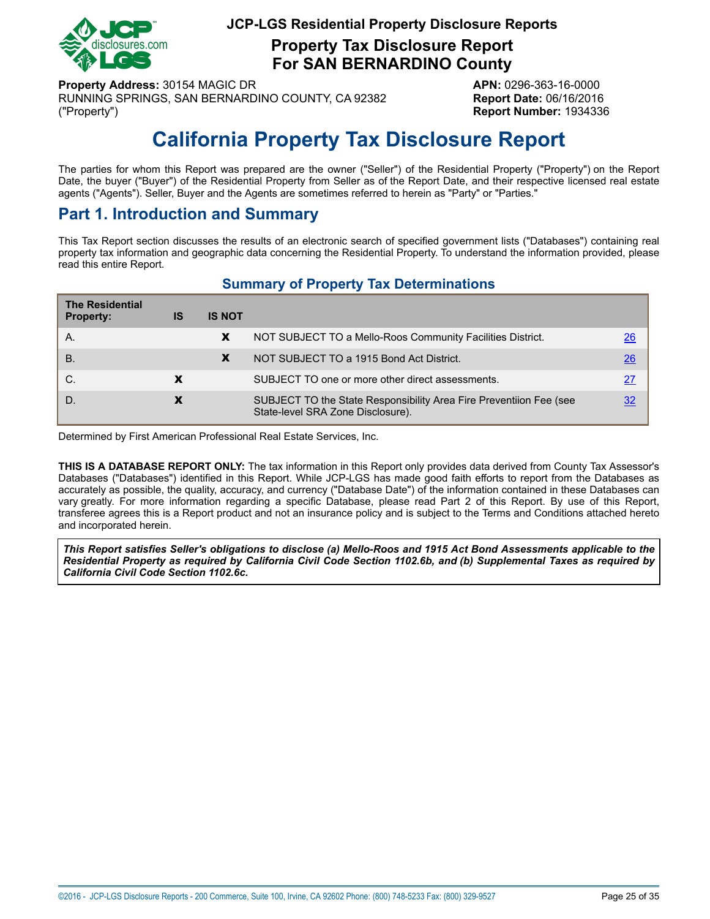**JCP-LGS Residential Property Disclosure Reports**

## Property Tax Disclosure Report For SAN BERNARDINO County

**Property Address:** 30154 MAGIC DR
RUNNING SPRINGS, SAN BERNARDINO COUNTY, CA 92382
("Property")

**APN:** 0296-363-16-0000
**Report Date:** 06/16/2016
**Report Number:** 1934336

# California Property Tax Disclosure Report

The parties for whom this Report was prepared are the owner ("Seller") of the Residential Property ("Property") on the Report Date, the buyer ("Buyer") of the Residential Property from Seller as of the Report Date, and their respective licensed real estate agents ("Agents"). Seller, Buyer and the Agents are sometimes referred to herein as "Party" or "Parties."

## Part 1. Introduction and Summary

This Tax Report section discusses the results of an electronic search of specified government lists ("Databases") containing real property tax information and geographic data concerning the Residential Property. To understand the information provided, please read this entire Report.

### Summary of Property Tax Determinations

| The Residential Property: | IS | IS NOT | | |
|---|---|---|---|---|
| A. | | X | NOT SUBJECT TO a Mello-Roos Community Facilities District. | 26 |
| B. | | X | NOT SUBJECT TO a 1915 Bond Act District. | 26 |
| C. | X | | SUBJECT TO one or more other direct assessments. | 27 |
| D. | X | | SUBJECT TO the State Responsibility Area Fire Preventiion Fee (see State-level SRA Zone Disclosure). | 32 |

Determined by First American Professional Real Estate Services, Inc.

**THIS IS A DATABASE REPORT ONLY:** The tax information in this Report only provides data derived from County Tax Assessor's Databases ("Databases") identified in this Report. While JCP-LGS has made good faith efforts to report from the Databases as accurately as possible, the quality, accuracy, and currency ("Database Date") of the information contained in these Databases can vary greatly. For more information regarding a specific Database, please read Part 2 of this Report. By use of this Report, transferee agrees this is a Report product and not an insurance policy and is subject to the Terms and Conditions attached hereto and incorporated herein.

***This Report satisfies Seller's obligations to disclose (a) Mello-Roos and 1915 Act Bond Assessments applicable to the Residential Property as required by California Civil Code Section 1102.6b, and (b) Supplemental Taxes as required by California Civil Code Section 1102.6c.***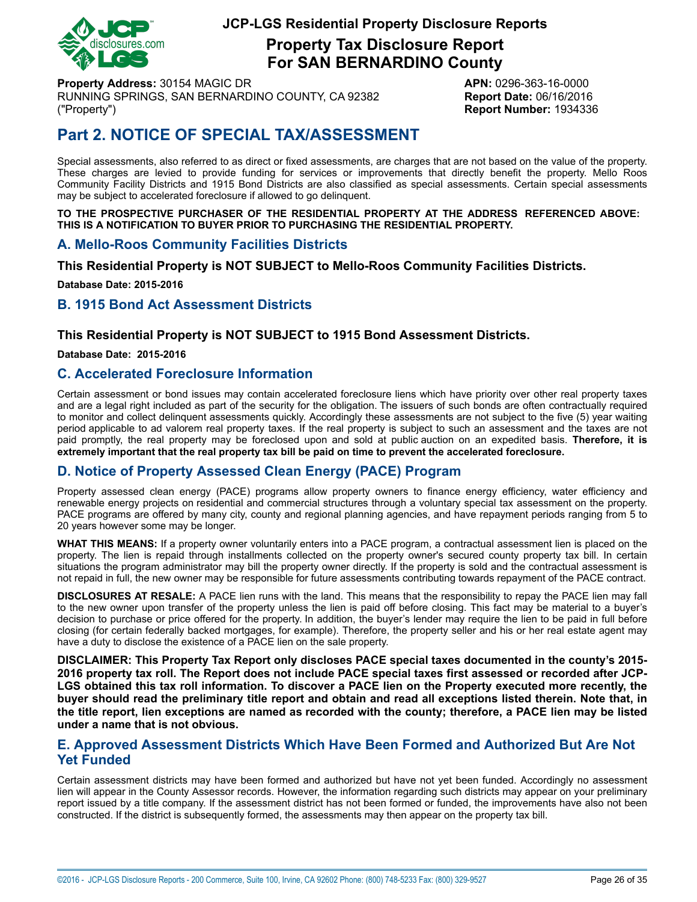# JCP-LGS Residential Property Disclosure Reports

## Property Tax Disclosure Report For SAN BERNARDINO County

**Property Address:** 30154 MAGIC DR
RUNNING SPRINGS, SAN BERNARDINO COUNTY, CA 92382
("Property")

**APN:** 0296-363-16-0000
**Report Date:** 06/16/2016
**Report Number:** 1934336

# Part 2. NOTICE OF SPECIAL TAX/ASSESSMENT

Special assessments, also referred to as direct or fixed assessments, are charges that are not based on the value of the property. These charges are levied to provide funding for services or improvements that directly benefit the property. Mello Roos Community Facility Districts and 1915 Bond Districts are also classified as special assessments. Certain special assessments may be subject to accelerated foreclosure if allowed to go delinquent.

**TO THE PROSPECTIVE PURCHASER OF THE RESIDENTIAL PROPERTY AT THE ADDRESS REFERENCED ABOVE: THIS IS A NOTIFICATION TO BUYER PRIOR TO PURCHASING THE RESIDENTIAL PROPERTY.**

## A. Mello-Roos Community Facilities Districts

**This Residential Property is NOT SUBJECT to Mello-Roos Community Facilities Districts.**

**Database Date: 2015-2016**

## B. 1915 Bond Act Assessment Districts

**This Residential Property is NOT SUBJECT to 1915 Bond Assessment Districts.**

**Database Date: 2015-2016**

## C. Accelerated Foreclosure Information

Certain assessment or bond issues may contain accelerated foreclosure liens which have priority over other real property taxes and are a legal right included as part of the security for the obligation. The issuers of such bonds are often contractually required to monitor and collect delinquent assessments quickly. Accordingly these assessments are not subject to the five (5) year waiting period applicable to ad valorem real property taxes. If the real property is subject to such an assessment and the taxes are not paid promptly, the real property may be foreclosed upon and sold at public auction on an expedited basis. **Therefore, it is extremely important that the real property tax bill be paid on time to prevent the accelerated foreclosure.**

## D. Notice of Property Assessed Clean Energy (PACE) Program

Property assessed clean energy (PACE) programs allow property owners to finance energy efficiency, water efficiency and renewable energy projects on residential and commercial structures through a voluntary special tax assessment on the property. PACE programs are offered by many city, county and regional planning agencies, and have repayment periods ranging from 5 to 20 years however some may be longer.

**WHAT THIS MEANS:** If a property owner voluntarily enters into a PACE program, a contractual assessment lien is placed on the property. The lien is repaid through installments collected on the property owner's secured county property tax bill. In certain situations the program administrator may bill the property owner directly. If the property is sold and the contractual assessment is not repaid in full, the new owner may be responsible for future assessments contributing towards repayment of the PACE contract.

**DISCLOSURES AT RESALE:** A PACE lien runs with the land. This means that the responsibility to repay the PACE lien may fall to the new owner upon transfer of the property unless the lien is paid off before closing. This fact may be material to a buyer's decision to purchase or price offered for the property. In addition, the buyer's lender may require the lien to be paid in full before closing (for certain federally backed mortgages, for example). Therefore, the property seller and his or her real estate agent may have a duty to disclose the existence of a PACE lien on the sale property.

**DISCLAIMER: This Property Tax Report only discloses PACE special taxes documented in the county's 2015-2016 property tax roll. The Report does not include PACE special taxes first assessed or recorded after JCP-LGS obtained this tax roll information. To discover a PACE lien on the Property executed more recently, the buyer should read the preliminary title report and obtain and read all exceptions listed therein. Note that, in the title report, lien exceptions are named as recorded with the county; therefore, a PACE lien may be listed under a name that is not obvious.**

## E. Approved Assessment Districts Which Have Been Formed and Authorized But Are Not Yet Funded

Certain assessment districts may have been formed and authorized but have not yet been funded. Accordingly no assessment lien will appear in the County Assessor records. However, the information regarding such districts may appear on your preliminary report issued by a title company. If the assessment district has not been formed or funded, the improvements have also not been constructed. If the district is subsequently formed, the assessments may then appear on the property tax bill.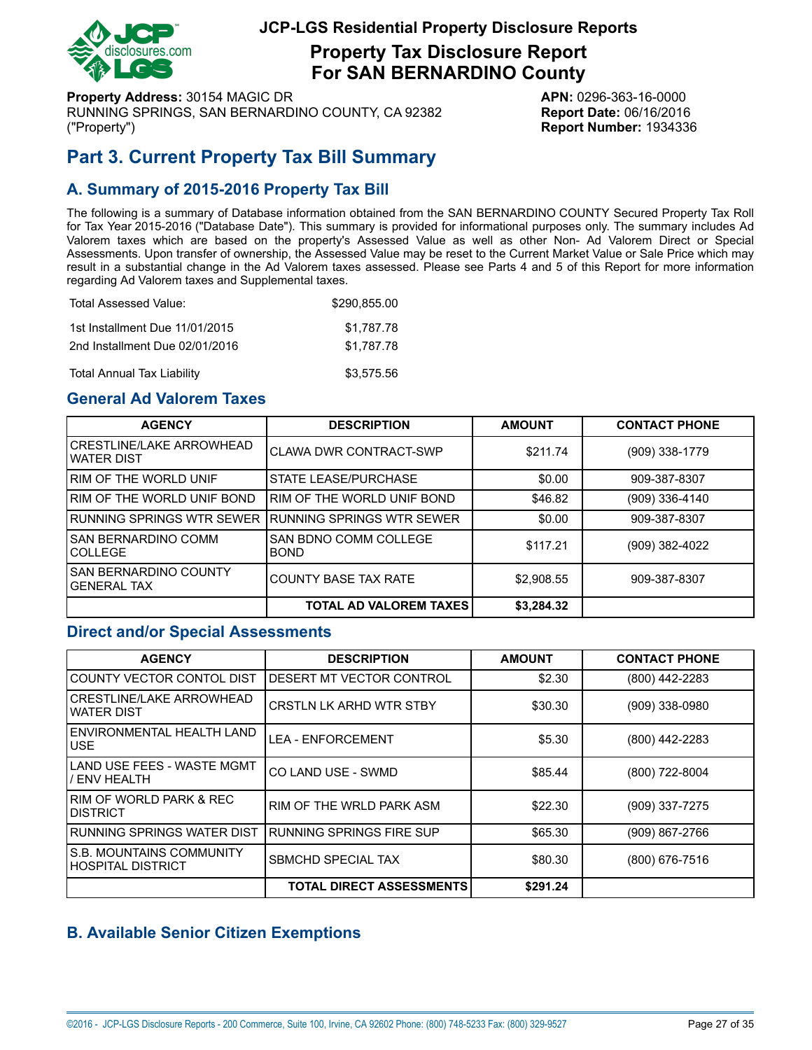# JCP-LGS Residential Property Disclosure Reports

## Property Tax Disclosure Report
## For SAN BERNARDINO County

**Property Address:** 30154 MAGIC DR
RUNNING SPRINGS, SAN BERNARDINO COUNTY, CA 92382
("Property")

**APN:** 0296-363-16-0000
**Report Date:** 06/16/2016
**Report Number:** 1934336

## Part 3. Current Property Tax Bill Summary

### A. Summary of 2015-2016 Property Tax Bill

The following is a summary of Database information obtained from the SAN BERNARDINO COUNTY Secured Property Tax Roll for Tax Year 2015-2016 ("Database Date"). This summary is provided for informational purposes only. The summary includes Ad Valorem taxes which are based on the property's Assessed Value as well as other Non- Ad Valorem Direct or Special Assessments. Upon transfer of ownership, the Assessed Value may be reset to the Current Market Value or Sale Price which may result in a substantial change in the Ad Valorem taxes assessed. Please see Parts 4 and 5 of this Report for more information regarding Ad Valorem taxes and Supplemental taxes.

| | |
|---|---|
| Total Assessed Value: | $290,855.00 |
| 1st Installment Due 11/01/2015 | $1,787.78 |
| 2nd Installment Due 02/01/2016 | $1,787.78 |
| Total Annual Tax Liability | $3,575.56 |

### General Ad Valorem Taxes

| AGENCY | DESCRIPTION | AMOUNT | CONTACT PHONE |
|---|---|---|---|
| CRESTLINE/LAKE ARROWHEAD WATER DIST | CLAWA DWR CONTRACT-SWP | $211.74 | (909) 338-1779 |
| RIM OF THE WORLD UNIF | STATE LEASE/PURCHASE | $0.00 | 909-387-8307 |
| RIM OF THE WORLD UNIF BOND | RIM OF THE WORLD UNIF BOND | $46.82 | (909) 336-4140 |
| RUNNING SPRINGS WTR SEWER | RUNNING SPRINGS WTR SEWER | $0.00 | 909-387-8307 |
| SAN BERNARDINO COMM COLLEGE | SAN BDNO COMM COLLEGE BOND | $117.21 | (909) 382-4022 |
| SAN BERNARDINO COUNTY GENERAL TAX | COUNTY BASE TAX RATE | $2,908.55 | 909-387-8307 |
| | **TOTAL AD VALOREM TAXES** | **$3,284.32** | |

### Direct and/or Special Assessments

| AGENCY | DESCRIPTION | AMOUNT | CONTACT PHONE |
|---|---|---|---|
| COUNTY VECTOR CONTOL DIST | DESERT MT VECTOR CONTROL | $2.30 | (800) 442-2283 |
| CRESTLINE/LAKE ARROWHEAD WATER DIST | CRSTLN LK ARHD WTR STBY | $30.30 | (909) 338-0980 |
| ENVIRONMENTAL HEALTH LAND USE | LEA - ENFORCEMENT | $5.30 | (800) 442-2283 |
| LAND USE FEES - WASTE MGMT / ENV HEALTH | CO LAND USE - SWMD | $85.44 | (800) 722-8004 |
| RIM OF WORLD PARK & REC DISTRICT | RIM OF THE WRLD PARK ASM | $22.30 | (909) 337-7275 |
| RUNNING SPRINGS WATER DIST | RUNNING SPRINGS FIRE SUP | $65.30 | (909) 867-2766 |
| S.B. MOUNTAINS COMMUNITY HOSPITAL DISTRICT | SBMCHD SPECIAL TAX | $80.30 | (800) 676-7516 |
| | **TOTAL DIRECT ASSESSMENTS** | **$291.24** | |

### B. Available Senior Citizen Exemptions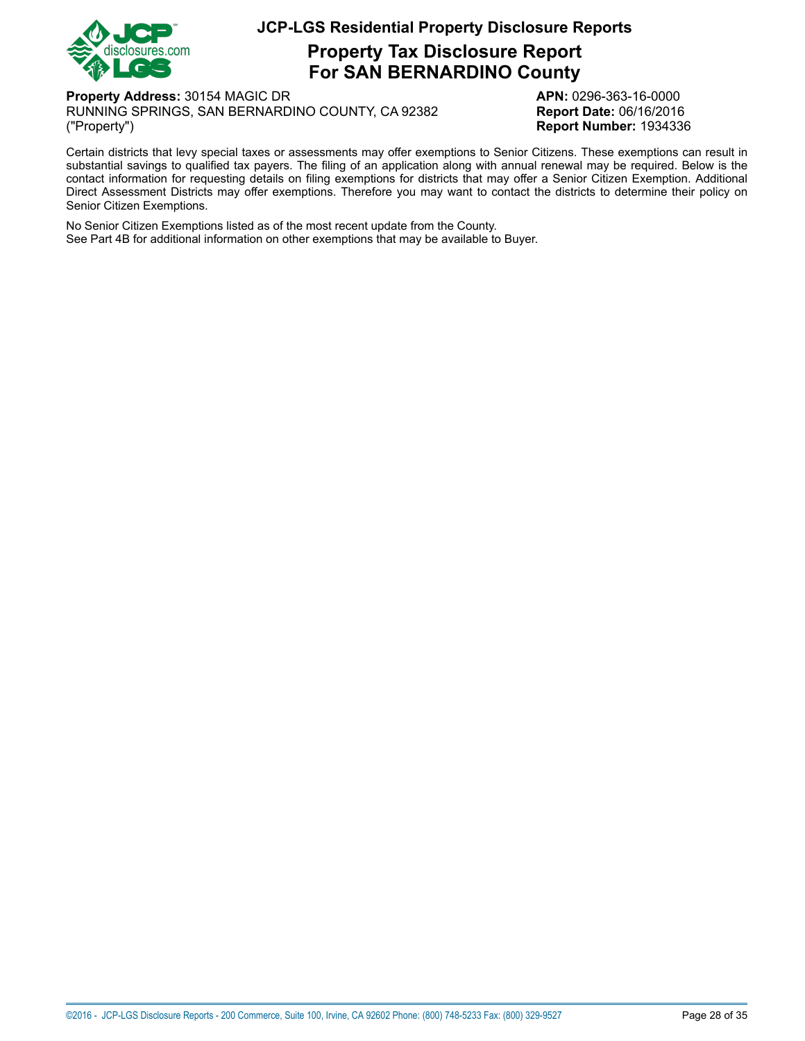# JCP-LGS Residential Property Disclosure Reports

## Property Tax Disclosure Report
## For SAN BERNARDINO County

**Property Address:** 30154 MAGIC DR
RUNNING SPRINGS, SAN BERNARDINO COUNTY, CA 92382
("Property")

**APN:** 0296-363-16-0000
**Report Date:** 06/16/2016
**Report Number:** 1934336

Certain districts that levy special taxes or assessments may offer exemptions to Senior Citizens. These exemptions can result in substantial savings to qualified tax payers. The filing of an application along with annual renewal may be required. Below is the contact information for requesting details on filing exemptions for districts that may offer a Senior Citizen Exemption. Additional Direct Assessment Districts may offer exemptions. Therefore you may want to contact the districts to determine their policy on Senior Citizen Exemptions.

No Senior Citizen Exemptions listed as of the most recent update from the County.
See Part 4B for additional information on other exemptions that may be available to Buyer.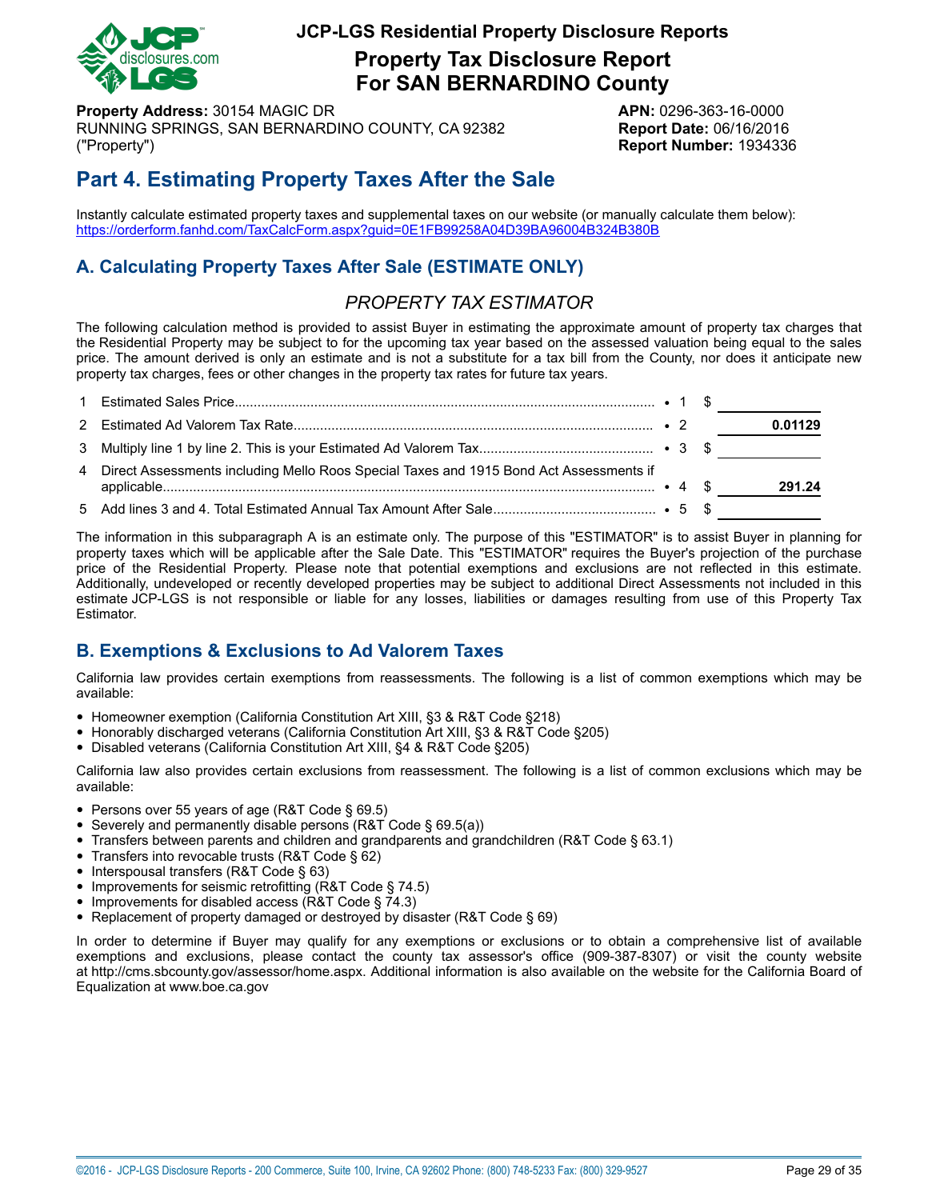**JCP-LGS Residential Property Disclosure Reports**

# Property Tax Disclosure Report For SAN BERNARDINO County

**Property Address:** 30154 MAGIC DR
RUNNING SPRINGS, SAN BERNARDINO COUNTY, CA 92382
("Property")

**APN:** 0296-363-16-0000
**Report Date:** 06/16/2016
**Report Number:** 1934336

## Part 4. Estimating Property Taxes After the Sale

Instantly calculate estimated property taxes and supplemental taxes on our website (or manually calculate them below):
https://orderform.fanhd.com/TaxCalcForm.aspx?guid=0E1FB99258A04D39BA96004B324B380B

### A. Calculating Property Taxes After Sale (ESTIMATE ONLY)

*PROPERTY TAX ESTIMATOR*

The following calculation method is provided to assist Buyer in estimating the approximate amount of property tax charges that the Residential Property may be subject to for the upcoming tax year based on the assessed valuation being equal to the sales price. The amount derived is only an estimate and is not a substitute for a tax bill from the County, nor does it anticipate new property tax charges, fees or other changes in the property tax rates for future tax years.

| | | | | |
|---|---|---|---|---|
| 1 | Estimated Sales Price | • 1 | $ | |
| 2 | Estimated Ad Valorem Tax Rate | • 2 | | **0.01129** |
| 3 | Multiply line 1 by line 2. This is your Estimated Ad Valorem Tax | • 3 | $ | |
| 4 | Direct Assessments including Mello Roos Special Taxes and 1915 Bond Act Assessments if applicable | • 4 | $ | **291.24** |
| 5 | Add lines 3 and 4. Total Estimated Annual Tax Amount After Sale | • 5 | $ | |

The information in this subparagraph A is an estimate only. The purpose of this "ESTIMATOR" is to assist Buyer in planning for property taxes which will be applicable after the Sale Date. This "ESTIMATOR" requires the Buyer's projection of the purchase price of the Residential Property. Please note that potential exemptions and exclusions are not reflected in this estimate. Additionally, undeveloped or recently developed properties may be subject to additional Direct Assessments not included in this estimate JCP-LGS is not responsible or liable for any losses, liabilities or damages resulting from use of this Property Tax Estimator.

### B. Exemptions & Exclusions to Ad Valorem Taxes

California law provides certain exemptions from reassessments. The following is a list of common exemptions which may be available:

- Homeowner exemption (California Constitution Art XIII, §3 & R&T Code §218)
- Honorably discharged veterans (California Constitution Art XIII, §3 & R&T Code §205)
- Disabled veterans (California Constitution Art XIII, §4 & R&T Code §205)

California law also provides certain exclusions from reassessment. The following is a list of common exclusions which may be available:

- Persons over 55 years of age (R&T Code § 69.5)
- Severely and permanently disable persons (R&T Code § 69.5(a))
- Transfers between parents and children and grandparents and grandchildren (R&T Code § 63.1)
- Transfers into revocable trusts (R&T Code § 62)
- Interspousal transfers (R&T Code § 63)
- Improvements for seismic retrofitting (R&T Code § 74.5)
- Improvements for disabled access (R&T Code § 74.3)
- Replacement of property damaged or destroyed by disaster (R&T Code § 69)

In order to determine if Buyer may qualify for any exemptions or exclusions or to obtain a comprehensive list of available exemptions and exclusions, please contact the county tax assessor's office (909-387-8307) or visit the county website at http://cms.sbcounty.gov/assessor/home.aspx. Additional information is also available on the website for the California Board of Equalization at www.boe.ca.gov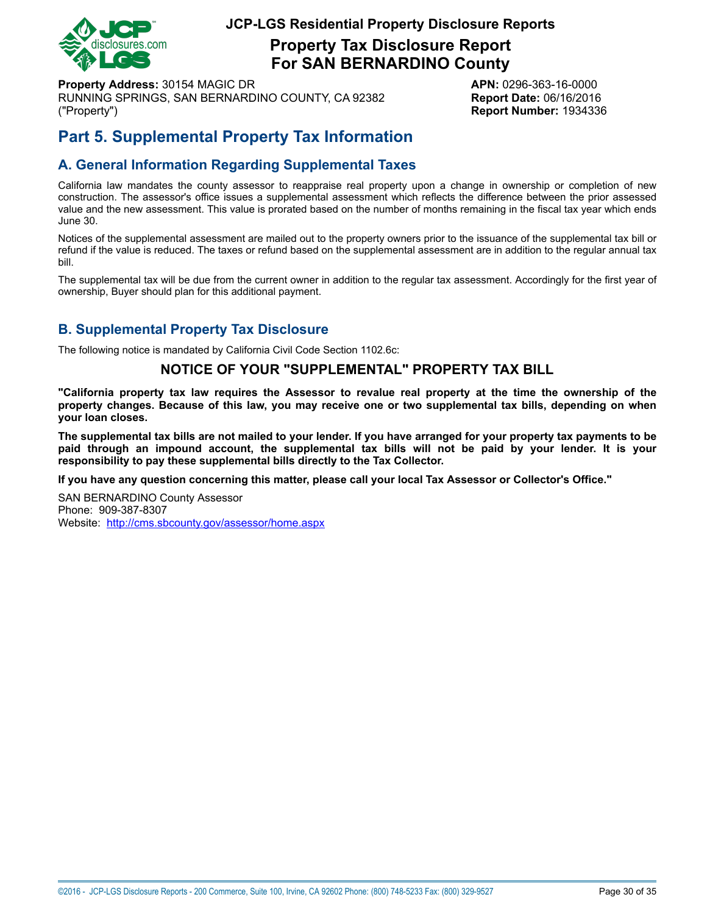**Property Address:** 30154 MAGIC DR
RUNNING SPRINGS, SAN BERNARDINO COUNTY, CA 92382
("Property")

**APN:** 0296-363-16-0000
**Report Date:** 06/16/2016
**Report Number:** 1934336

# Part 5. Supplemental Property Tax Information

## A. General Information Regarding Supplemental Taxes

California law mandates the county assessor to reappraise real property upon a change in ownership or completion of new construction. The assessor's office issues a supplemental assessment which reflects the difference between the prior assessed value and the new assessment. This value is prorated based on the number of months remaining in the fiscal tax year which ends June 30.

Notices of the supplemental assessment are mailed out to the property owners prior to the issuance of the supplemental tax bill or refund if the value is reduced. The taxes or refund based on the supplemental assessment are in addition to the regular annual tax bill.

The supplemental tax will be due from the current owner in addition to the regular tax assessment. Accordingly for the first year of ownership, Buyer should plan for this additional payment.

## B. Supplemental Property Tax Disclosure

The following notice is mandated by California Civil Code Section 1102.6c:

### NOTICE OF YOUR "SUPPLEMENTAL" PROPERTY TAX BILL

**"California property tax law requires the Assessor to revalue real property at the time the ownership of the property changes. Because of this law, you may receive one or two supplemental tax bills, depending on when your loan closes.**

**The supplemental tax bills are not mailed to your lender. If you have arranged for your property tax payments to be paid through an impound account, the supplemental tax bills will not be paid by your lender. It is your responsibility to pay these supplemental bills directly to the Tax Collector.**

**If you have any question concerning this matter, please call your local Tax Assessor or Collector's Office."**

SAN BERNARDINO County Assessor
Phone: 909-387-8307
Website: http://cms.sbcounty.gov/assessor/home.aspx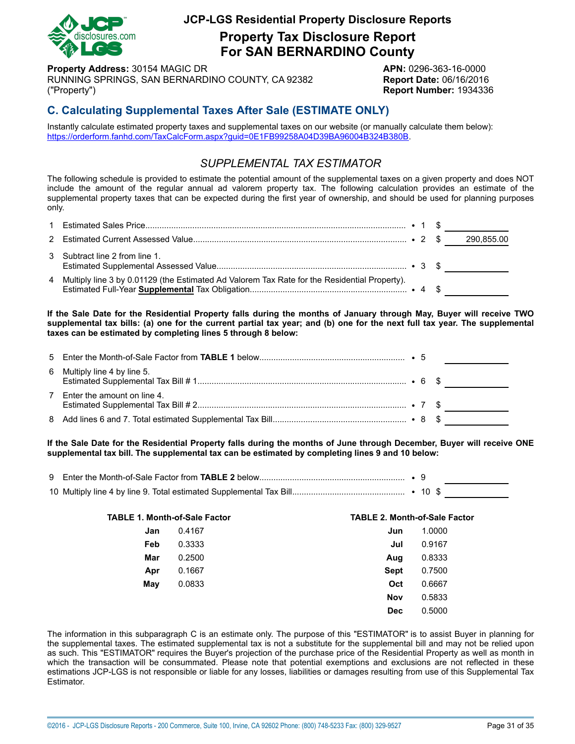# JCP-LGS Residential Property Disclosure Reports

## Property Tax Disclosure Report For SAN BERNARDINO County

**Property Address:** 30154 MAGIC DR
RUNNING SPRINGS, SAN BERNARDINO COUNTY, CA 92382
("Property")

**APN:** 0296-363-16-0000
**Report Date:** 06/16/2016
**Report Number:** 1934336

## C. Calculating Supplemental Taxes After Sale (ESTIMATE ONLY)

Instantly calculate estimated property taxes and supplemental taxes on our website (or manually calculate them below): https://orderform.fanhd.com/TaxCalcForm.aspx?guid=0E1FB99258A04D39BA96004B324B380B.

### *SUPPLEMENTAL TAX ESTIMATOR*

The following schedule is provided to estimate the potential amount of the supplemental taxes on a given property and does NOT include the amount of the regular annual ad valorem property tax. The following calculation provides an estimate of the supplemental property taxes that can be expected during the first year of ownership, and should be used for planning purposes only.

| | | | | |
|---|---|---|---|---|
| 1 | Estimated Sales Price | • 1 | $ | |
| 2 | Estimated Current Assessed Value | • 2 | $ | 290,855.00 |
| 3 | Subtract line 2 from line 1. Estimated Supplemental Assessed Value | • 3 | $ | |
| 4 | Multiply line 3 by 0.01129 (the Estimated Ad Valorem Tax Rate for the Residential Property). Estimated Full-Year **Supplemental** Tax Obligation | • 4 | $ | |

**If the Sale Date for the Residential Property falls during the months of January through May, Buyer will receive TWO supplemental tax bills: (a) one for the current partial tax year; and (b) one for the next full tax year. The supplemental taxes can be estimated by completing lines 5 through 8 below:**

| | | | | |
|---|---|---|---|---|
| 5 | Enter the Month-of-Sale Factor from **TABLE 1** below | • 5 | | |
| 6 | Multiply line 4 by line 5. Estimated Supplemental Tax Bill # 1 | • 6 | $ | |
| 7 | Enter the amount on line 4. Estimated Supplemental Tax Bill # 2 | • 7 | $ | |
| 8 | Add lines 6 and 7. Total estimated Supplemental Tax Bill | • 8 | $ | |

**If the Sale Date for the Residential Property falls during the months of June through December, Buyer will receive ONE supplemental tax bill. The supplemental tax can be estimated by completing lines 9 and 10 below:**

| | | | | |
|---|---|---|---|---|
| 9 | Enter the Month-of-Sale Factor from **TABLE 2** below | • 9 | | |
| 10 | Multiply line 4 by line 9. Total estimated Supplemental Tax Bill | • 10 | $ | |

**TABLE 1. Month-of-Sale Factor**

| Month | Factor |
|---|---|
| **Jan** | 0.4167 |
| **Feb** | 0.3333 |
| **Mar** | 0.2500 |
| **Apr** | 0.1667 |
| **May** | 0.0833 |

**TABLE 2. Month-of-Sale Factor**

| Month | Factor |
|---|---|
| **Jun** | 1.0000 |
| **Jul** | 0.9167 |
| **Aug** | 0.8333 |
| **Sept** | 0.7500 |
| **Oct** | 0.6667 |
| **Nov** | 0.5833 |
| **Dec** | 0.5000 |

The information in this subparagraph C is an estimate only. The purpose of this "ESTIMATOR" is to assist Buyer in planning for the supplemental taxes. The estimated supplemental tax is not a substitute for the supplemental bill and may not be relied upon as such. This "ESTIMATOR" requires the Buyer's projection of the purchase price of the Residential Property as well as month in which the transaction will be consummated. Please note that potential exemptions and exclusions are not reflected in these estimations JCP-LGS is not responsible or liable for any losses, liabilities or damages resulting from use of this Supplemental Tax Estimator.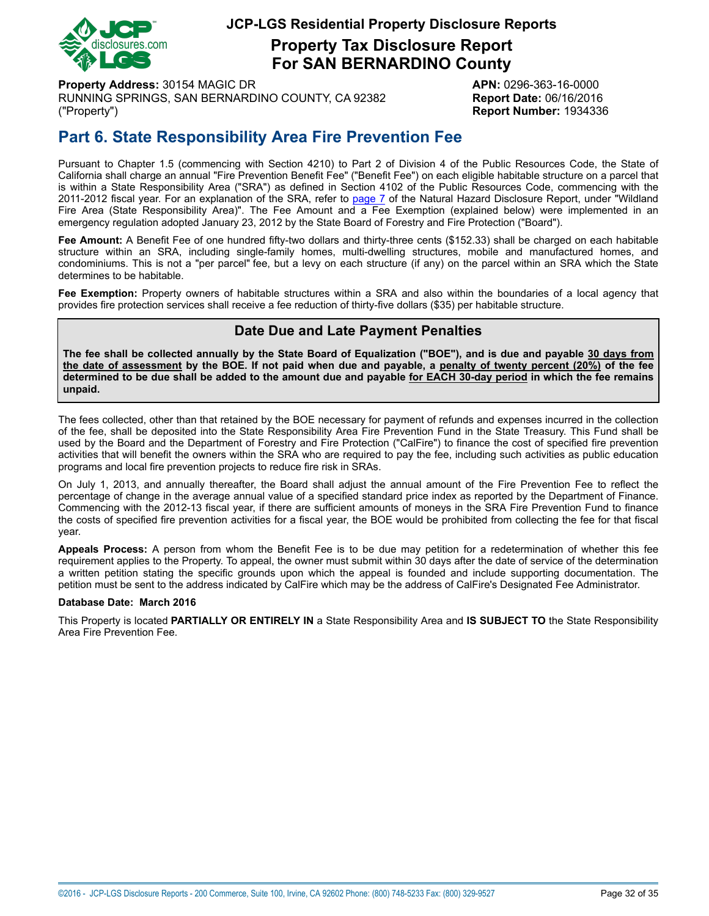# JCP-LGS Residential Property Disclosure Reports

## Property Tax Disclosure Report For SAN BERNARDINO County

**Property Address:** 30154 MAGIC DR
RUNNING SPRINGS, SAN BERNARDINO COUNTY, CA 92382
("Property")

**APN:** 0296-363-16-0000
**Report Date:** 06/16/2016
**Report Number:** 1934336

## Part 6. State Responsibility Area Fire Prevention Fee

Pursuant to Chapter 1.5 (commencing with Section 4210) to Part 2 of Division 4 of the Public Resources Code, the State of California shall charge an annual "Fire Prevention Benefit Fee" ("Benefit Fee") on each eligible habitable structure on a parcel that is within a State Responsibility Area ("SRA") as defined in Section 4102 of the Public Resources Code, commencing with the 2011-2012 fiscal year. For an explanation of the SRA, refer to page 7 of the Natural Hazard Disclosure Report, under "Wildland Fire Area (State Responsibility Area)". The Fee Amount and a Fee Exemption (explained below) were implemented in an emergency regulation adopted January 23, 2012 by the State Board of Forestry and Fire Protection ("Board").

**Fee Amount:** A Benefit Fee of one hundred fifty-two dollars and thirty-three cents ($152.33) shall be charged on each habitable structure within an SRA, including single-family homes, multi-dwelling structures, mobile and manufactured homes, and condominiums. This is not a "per parcel" fee, but a levy on each structure (if any) on the parcel within an SRA which the State determines to be habitable.

**Fee Exemption:** Property owners of habitable structures within a SRA and also within the boundaries of a local agency that provides fire protection services shall receive a fee reduction of thirty-five dollars ($35) per habitable structure.

### Date Due and Late Payment Penalties

**The fee shall be collected annually by the State Board of Equalization ("BOE"), and is due and payable 30 days from the date of assessment by the BOE. If not paid when due and payable, a penalty of twenty percent (20%) of the fee determined to be due shall be added to the amount due and payable for EACH 30-day period in which the fee remains unpaid.**

The fees collected, other than that retained by the BOE necessary for payment of refunds and expenses incurred in the collection of the fee, shall be deposited into the State Responsibility Area Fire Prevention Fund in the State Treasury. This Fund shall be used by the Board and the Department of Forestry and Fire Protection ("CalFire") to finance the cost of specified fire prevention activities that will benefit the owners within the SRA who are required to pay the fee, including such activities as public education programs and local fire prevention projects to reduce fire risk in SRAs.

On July 1, 2013, and annually thereafter, the Board shall adjust the annual amount of the Fire Prevention Fee to reflect the percentage of change in the average annual value of a specified standard price index as reported by the Department of Finance. Commencing with the 2012-13 fiscal year, if there are sufficient amounts of moneys in the SRA Fire Prevention Fund to finance the costs of specified fire prevention activities for a fiscal year, the BOE would be prohibited from collecting the fee for that fiscal year.

**Appeals Process:** A person from whom the Benefit Fee is to be due may petition for a redetermination of whether this fee requirement applies to the Property. To appeal, the owner must submit within 30 days after the date of service of the determination a written petition stating the specific grounds upon which the appeal is founded and include supporting documentation. The petition must be sent to the address indicated by CalFire which may be the address of CalFire's Designated Fee Administrator.

**Database Date: March 2016**

This Property is located **PARTIALLY OR ENTIRELY IN** a State Responsibility Area and **IS SUBJECT TO** the State Responsibility Area Fire Prevention Fee.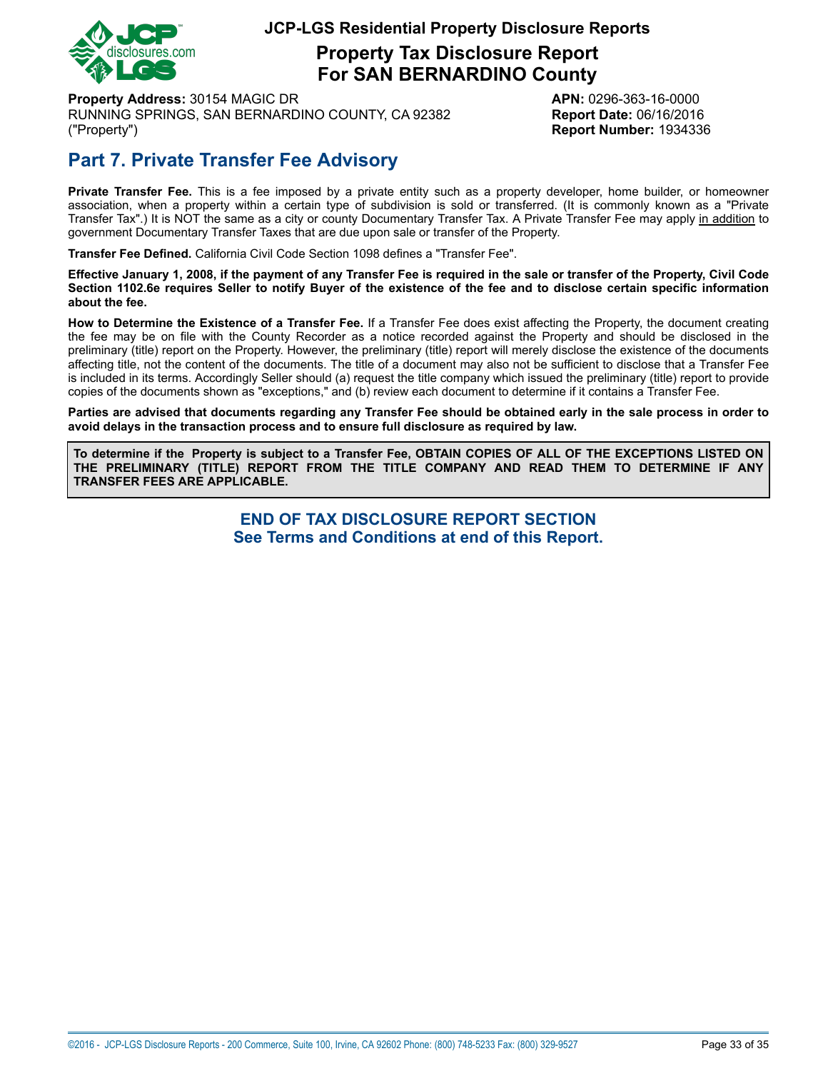# JCP-LGS Residential Property Disclosure Reports

## Property Tax Disclosure Report For SAN BERNARDINO County

**Property Address:** 30154 MAGIC DR
RUNNING SPRINGS, SAN BERNARDINO COUNTY, CA 92382
("Property")

**APN:** 0296-363-16-0000
**Report Date:** 06/16/2016
**Report Number:** 1934336

## Part 7. Private Transfer Fee Advisory

**Private Transfer Fee.** This is a fee imposed by a private entity such as a property developer, home builder, or homeowner association, when a property within a certain type of subdivision is sold or transferred. (It is commonly known as a "Private Transfer Tax".) It is NOT the same as a city or county Documentary Transfer Tax. A Private Transfer Fee may apply in addition to government Documentary Transfer Taxes that are due upon sale or transfer of the Property.

**Transfer Fee Defined.** California Civil Code Section 1098 defines a "Transfer Fee".

**Effective January 1, 2008, if the payment of any Transfer Fee is required in the sale or transfer of the Property, Civil Code Section 1102.6e requires Seller to notify Buyer of the existence of the fee and to disclose certain specific information about the fee.**

**How to Determine the Existence of a Transfer Fee.** If a Transfer Fee does exist affecting the Property, the document creating the fee may be on file with the County Recorder as a notice recorded against the Property and should be disclosed in the preliminary (title) report on the Property. However, the preliminary (title) report will merely disclose the existence of the documents affecting title, not the content of the documents. The title of a document may also not be sufficient to disclose that a Transfer Fee is included in its terms. Accordingly Seller should (a) request the title company which issued the preliminary (title) report to provide copies of the documents shown as "exceptions," and (b) review each document to determine if it contains a Transfer Fee.

**Parties are advised that documents regarding any Transfer Fee should be obtained early in the sale process in order to avoid delays in the transaction process and to ensure full disclosure as required by law.**

**To determine if the Property is subject to a Transfer Fee, OBTAIN COPIES OF ALL OF THE EXCEPTIONS LISTED ON THE PRELIMINARY (TITLE) REPORT FROM THE TITLE COMPANY AND READ THEM TO DETERMINE IF ANY TRANSFER FEES ARE APPLICABLE.**

**END OF TAX DISCLOSURE REPORT SECTION**
**See Terms and Conditions at end of this Report.**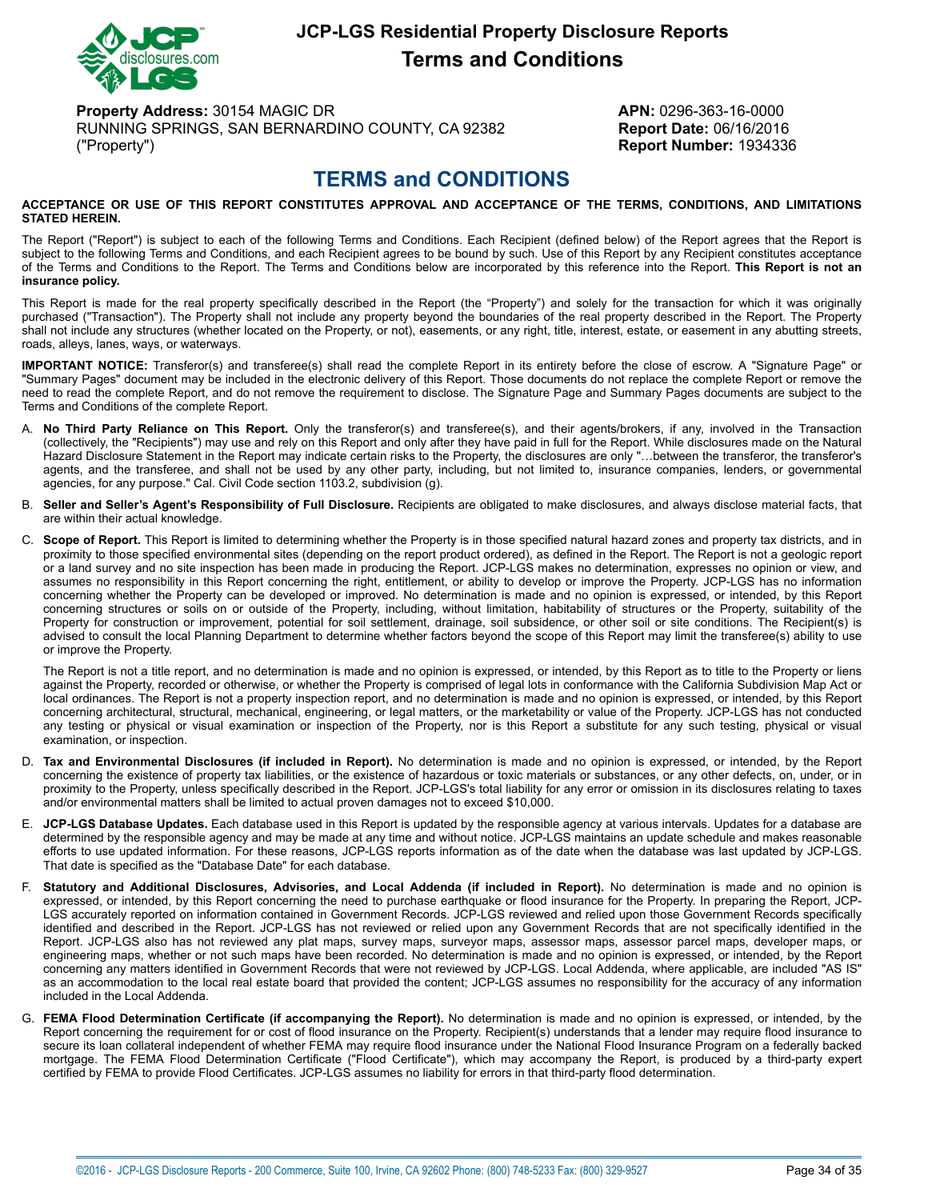# JCP-LGS Residential Property Disclosure Reports

## Terms and Conditions

**Property Address:** 30154 MAGIC DR
RUNNING SPRINGS, SAN BERNARDINO COUNTY, CA 92382
("Property")

**APN:** 0296-363-16-0000
**Report Date:** 06/16/2016
**Report Number:** 1934336

## TERMS and CONDITIONS

**ACCEPTANCE OR USE OF THIS REPORT CONSTITUTES APPROVAL AND ACCEPTANCE OF THE TERMS, CONDITIONS, AND LIMITATIONS STATED HEREIN.**

The Report ("Report") is subject to each of the following Terms and Conditions. Each Recipient (defined below) of the Report agrees that the Report is subject to the following Terms and Conditions, and each Recipient agrees to be bound by such. Use of this Report by any Recipient constitutes acceptance of the Terms and Conditions to the Report. The Terms and Conditions below are incorporated by this reference into the Report. **This Report is not an insurance policy.**

This Report is made for the real property specifically described in the Report (the "Property") and solely for the transaction for which it was originally purchased ("Transaction"). The Property shall not include any property beyond the boundaries of the real property described in the Report. The Property shall not include any structures (whether located on the Property, or not), easements, or any right, title, interest, estate, or easement in any abutting streets, roads, alleys, lanes, ways, or waterways.

**IMPORTANT NOTICE:** Transferor(s) and transferee(s) shall read the complete Report in its entirety before the close of escrow. A "Signature Page" or "Summary Pages" document may be included in the electronic delivery of this Report. Those documents do not replace the complete Report or remove the need to read the complete Report, and do not remove the requirement to disclose. The Signature Page and Summary Pages documents are subject to the Terms and Conditions of the complete Report.

A. **No Third Party Reliance on This Report.** Only the transferor(s) and transferee(s), and their agents/brokers, if any, involved in the Transaction (collectively, the "Recipients") may use and rely on this Report and only after they have paid in full for the Report. While disclosures made on the Natural Hazard Disclosure Statement in the Report may indicate certain risks to the Property, the disclosures are only "…between the transferor, the transferor's agents, and the transferee, and shall not be used by any other party, including, but not limited to, insurance companies, lenders, or governmental agencies, for any purpose." Cal. Civil Code section 1103.2, subdivision (g).

B. **Seller and Seller's Agent's Responsibility of Full Disclosure.** Recipients are obligated to make disclosures, and always disclose material facts, that are within their actual knowledge.

C. **Scope of Report.** This Report is limited to determining whether the Property is in those specified natural hazard zones and property tax districts, and in proximity to those specified environmental sites (depending on the report product ordered), as defined in the Report. The Report is not a geologic report or a land survey and no site inspection has been made in producing the Report. JCP-LGS makes no determination, expresses no opinion or view, and assumes no responsibility in this Report concerning the right, entitlement, or ability to develop or improve the Property. JCP-LGS has no information concerning whether the Property can be developed or improved. No determination is made and no opinion is expressed, or intended, by this Report concerning structures or soils on or outside of the Property, including, without limitation, habitability of structures or the Property, suitability of the Property for construction or improvement, potential for soil settlement, drainage, soil subsidence, or other soil or site conditions. The Recipient(s) is advised to consult the local Planning Department to determine whether factors beyond the scope of this Report may limit the transferee(s) ability to use or improve the Property.

   The Report is not a title report, and no determination is made and no opinion is expressed, or intended, by this Report as to title to the Property or liens against the Property, recorded or otherwise, or whether the Property is comprised of legal lots in conformance with the California Subdivision Map Act or local ordinances. The Report is not a property inspection report, and no determination is made and no opinion is expressed, or intended, by this Report concerning architectural, structural, mechanical, engineering, or legal matters, or the marketability or value of the Property. JCP-LGS has not conducted any testing or physical or visual examination or inspection of the Property, nor is this Report a substitute for any such testing, physical or visual examination, or inspection.

D. **Tax and Environmental Disclosures (if included in Report).** No determination is made and no opinion is expressed, or intended, by the Report concerning the existence of property tax liabilities, or the existence of hazardous or toxic materials or substances, or any other defects, on, under, or in proximity to the Property, unless specifically described in the Report. JCP-LGS's total liability for any error or omission in its disclosures relating to taxes and/or environmental matters shall be limited to actual proven damages not to exceed $10,000.

E. **JCP-LGS Database Updates.** Each database used in this Report is updated by the responsible agency at various intervals. Updates for a database are determined by the responsible agency and may be made at any time and without notice. JCP-LGS maintains an update schedule and makes reasonable efforts to use updated information. For these reasons, JCP-LGS reports information as of the date when the database was last updated by JCP-LGS. That date is specified as the "Database Date" for each database.

F. **Statutory and Additional Disclosures, Advisories, and Local Addenda (if included in Report).** No determination is made and no opinion is expressed, or intended, by this Report concerning the need to purchase earthquake or flood insurance for the Property. In preparing the Report, JCP-LGS accurately reported on information contained in Government Records. JCP-LGS reviewed and relied upon those Government Records specifically identified and described in the Report. JCP-LGS has not reviewed or relied upon any Government Records that are not specifically identified in the Report. JCP-LGS also has not reviewed any plat maps, survey maps, surveyor maps, assessor maps, assessor parcel maps, developer maps, or engineering maps, whether or not such maps have been recorded. No determination is made and no opinion is expressed, or intended, by the Report concerning any matters identified in Government Records that were not reviewed by JCP-LGS. Local Addenda, where applicable, are included "AS IS" as an accommodation to the local real estate board that provided the content; JCP-LGS assumes no responsibility for the accuracy of any information included in the Local Addenda.

G. **FEMA Flood Determination Certificate (if accompanying the Report).** No determination is made and no opinion is expressed, or intended, by the Report concerning the requirement for or cost of flood insurance on the Property. Recipient(s) understands that a lender may require flood insurance to secure its loan collateral independent of whether FEMA may require flood insurance under the National Flood Insurance Program on a federally backed mortgage. The FEMA Flood Determination Certificate ("Flood Certificate"), which may accompany the Report, is produced by a third-party expert certified by FEMA to provide Flood Certificates. JCP-LGS assumes no liability for errors in that third-party flood determination.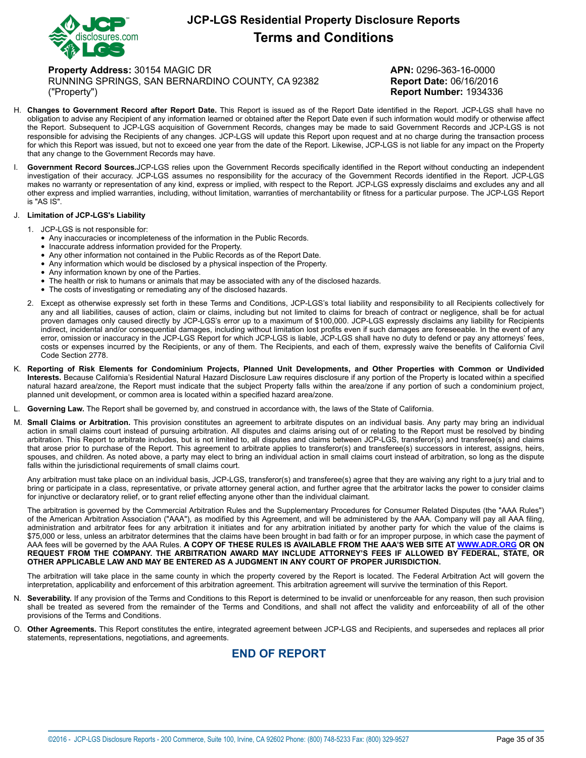# JCP-LGS Residential Property Disclosure Reports

## Terms and Conditions

**Property Address:** 30154 MAGIC DR
RUNNING SPRINGS, SAN BERNARDINO COUNTY, CA 92382
("Property")

**APN:** 0296-363-16-0000
**Report Date:** 06/16/2016
**Report Number:** 1934336

H. **Changes to Government Record after Report Date.** This Report is issued as of the Report Date identified in the Report. JCP-LGS shall have no obligation to advise any Recipient of any information learned or obtained after the Report Date even if such information would modify or otherwise affect the Report. Subsequent to JCP-LGS acquisition of Government Records, changes may be made to said Government Records and JCP-LGS is not responsible for advising the Recipients of any changes. JCP-LGS will update this Report upon request and at no charge during the transaction process for which this Report was issued, but not to exceed one year from the date of the Report. Likewise, JCP-LGS is not liable for any impact on the Property that any change to the Government Records may have.

I. **Government Record Sources.**JCP-LGS relies upon the Government Records specifically identified in the Report without conducting an independent investigation of their accuracy. JCP-LGS assumes no responsibility for the accuracy of the Government Records identified in the Report. JCP-LGS makes no warranty or representation of any kind, express or implied, with respect to the Report. JCP-LGS expressly disclaims and excludes any and all other express and implied warranties, including, without limitation, warranties of merchantability or fitness for a particular purpose. The JCP-LGS Report is "AS IS".

J. **Limitation of JCP-LGS's Liability**

1. JCP-LGS is not responsible for:
   - Any inaccuracies or incompleteness of the information in the Public Records.
   - Inaccurate address information provided for the Property.
   - Any other information not contained in the Public Records as of the Report Date.
   - Any information which would be disclosed by a physical inspection of the Property.
   - Any information known by one of the Parties.
   - The health or risk to humans or animals that may be associated with any of the disclosed hazards.
   - The costs of investigating or remediating any of the disclosed hazards.

2. Except as otherwise expressly set forth in these Terms and Conditions, JCP-LGS's total liability and responsibility to all Recipients collectively for any and all liabilities, causes of action, claim or claims, including but not limited to claims for breach of contract or negligence, shall be for actual proven damages only caused directly by JCP-LGS's error up to a maximum of $100,000. JCP-LGS expressly disclaims any liability for Recipients indirect, incidental and/or consequential damages, including without limitation lost profits even if such damages are foreseeable. In the event of any error, omission or inaccuracy in the JCP-LGS Report for which JCP-LGS is liable, JCP-LGS shall have no duty to defend or pay any attorneys' fees, costs or expenses incurred by the Recipients, or any of them. The Recipients, and each of them, expressly waive the benefits of California Civil Code Section 2778.

K. **Reporting of Risk Elements for Condominium Projects, Planned Unit Developments, and Other Properties with Common or Undivided Interests.** Because California's Residential Natural Hazard Disclosure Law requires disclosure if any portion of the Property is located within a specified natural hazard area/zone, the Report must indicate that the subject Property falls within the area/zone if any portion of such a condominium project, planned unit development, or common area is located within a specified hazard area/zone.

L. **Governing Law.** The Report shall be governed by, and construed in accordance with, the laws of the State of California.

M. **Small Claims or Arbitration.** This provision constitutes an agreement to arbitrate disputes on an individual basis. Any party may bring an individual action in small claims court instead of pursuing arbitration. All disputes and claims arising out of or relating to the Report must be resolved by binding arbitration. This Report to arbitrate includes, but is not limited to, all disputes and claims between JCP-LGS, transferor(s) and transferee(s) and claims that arose prior to purchase of the Report. This agreement to arbitrate applies to transferor(s) and transferee(s) successors in interest, assigns, heirs, spouses, and children. As noted above, a party may elect to bring an individual action in small claims court instead of arbitration, so long as the dispute falls within the jurisdictional requirements of small claims court.

   Any arbitration must take place on an individual basis, JCP-LGS, transferor(s) and transferee(s) agree that they are waiving any right to a jury trial and to bring or participate in a class, representative, or private attorney general action, and further agree that the arbitrator lacks the power to consider claims for injunctive or declaratory relief, or to grant relief effecting anyone other than the individual claimant.

   The arbitration is governed by the Commercial Arbitration Rules and the Supplementary Procedures for Consumer Related Disputes (the "AAA Rules") of the American Arbitration Association ("AAA"), as modified by this Agreement, and will be administered by the AAA. Company will pay all AAA filing, administration and arbitrator fees for any arbitration it initiates and for any arbitration initiated by another party for which the value of the claims is $75,000 or less, unless an arbitrator determines that the claims have been brought in bad faith or for an improper purpose, in which case the payment of AAA fees will be governed by the AAA Rules. **A COPY OF THESE RULES IS AVAILABLE FROM THE AAA'S WEB SITE AT [WWW.ADR.ORG](http://WWW.ADR.ORG) OR ON REQUEST FROM THE COMPANY. THE ARBITRATION AWARD MAY INCLUDE ATTORNEY'S FEES IF ALLOWED BY FEDERAL, STATE, OR OTHER APPLICABLE LAW AND MAY BE ENTERED AS A JUDGMENT IN ANY COURT OF PROPER JURISDICTION.**

   The arbitration will take place in the same county in which the property covered by the Report is located. The Federal Arbitration Act will govern the interpretation, applicability and enforcement of this arbitration agreement. This arbitration agreement will survive the termination of this Report.

N. **Severability.** If any provision of the Terms and Conditions to this Report is determined to be invalid or unenforceable for any reason, then such provision shall be treated as severed from the remainder of the Terms and Conditions, and shall not affect the validity and enforceability of all of the other provisions of the Terms and Conditions.

O. **Other Agreements.** This Report constitutes the entire, integrated agreement between JCP-LGS and Recipients, and supersedes and replaces all prior statements, representations, negotiations, and agreements.

## END OF REPORT